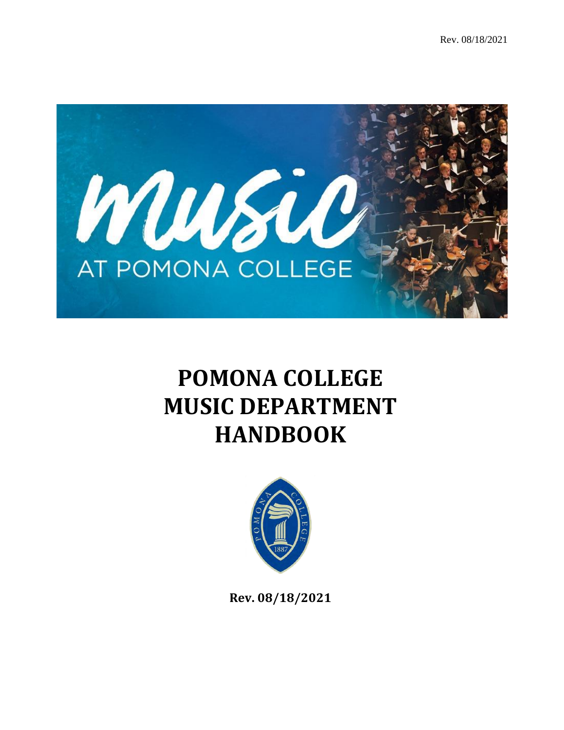Rev. 08/18/2021

# POMONA COLLEGE MUSIC DEPARTMENT HANDBOOK

**Rev. 08/18/2021**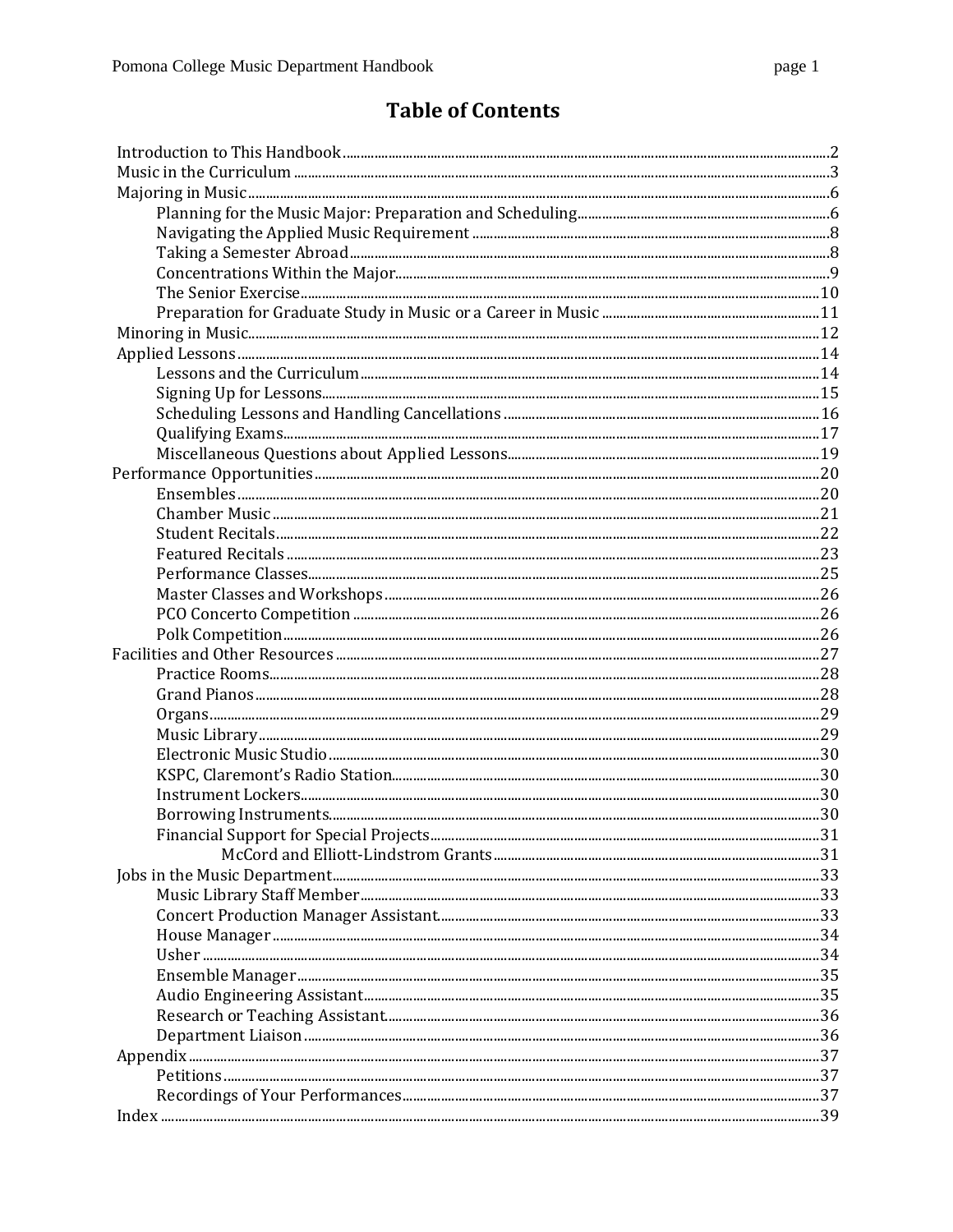# Table of Contents

- Introduction to This Handbook ... 2
- Music in the Curriculum ... 3
- Majoring in Music ... 6
    - Planning for the Music Major: Preparation and Scheduling ... 6
    - Navigating the Applied Music Requirement ... 8
    - Taking a Semester Abroad ... 8
    - Concentrations Within the Major ... 9
    - The Senior Exercise ... 10
    - Preparation for Graduate Study in Music or a Career in Music ... 11
- Minoring in Music ... 12
- Applied Lessons ... 14
    - Lessons and the Curriculum ... 14
    - Signing Up for Lessons ... 15
    - Scheduling Lessons and Handling Cancellations ... 16
    - Qualifying Exams ... 17
    - Miscellaneous Questions about Applied Lessons ... 19
- Performance Opportunities ... 20
    - Ensembles ... 20
    - Chamber Music ... 21
    - Student Recitals ... 22
    - Featured Recitals ... 23
    - Performance Classes ... 25
    - Master Classes and Workshops ... 26
    - PCO Concerto Competition ... 26
    - Polk Competition ... 26
- Facilities and Other Resources ... 27
    - Practice Rooms ... 28
    - Grand Pianos ... 28
    - Organs ... 29
    - Music Library ... 29
    - Electronic Music Studio ... 30
    - KSPC, Claremont's Radio Station ... 30
    - Instrument Lockers ... 30
    - Borrowing Instruments ... 30
    - Financial Support for Special Projects ... 31
        - McCord and Elliott-Lindstrom Grants ... 31
- Jobs in the Music Department ... 33
    - Music Library Staff Member ... 33
    - Concert Production Manager Assistant ... 33
    - House Manager ... 34
    - Usher ... 34
    - Ensemble Manager ... 35
    - Audio Engineering Assistant ... 35
    - Research or Teaching Assistant ... 36
    - Department Liaison ... 36
- Appendix ... 37
    - Petitions ... 37
    - Recordings of Your Performances ... 37
- Index ... 39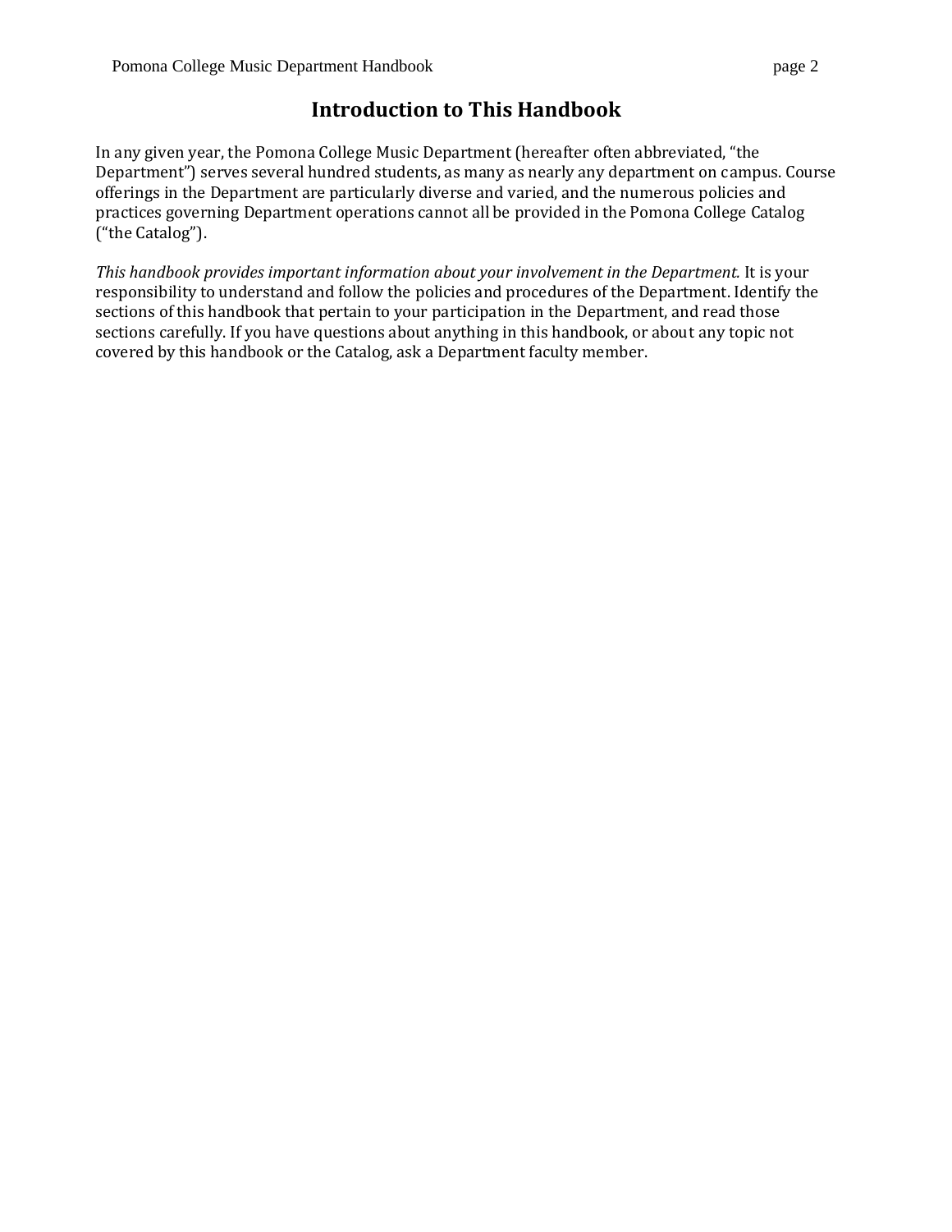# Introduction to This Handbook

In any given year, the Pomona College Music Department (hereafter often abbreviated, "the Department") serves several hundred students, as many as nearly any department on campus. Course offerings in the Department are particularly diverse and varied, and the numerous policies and practices governing Department operations cannot all be provided in the Pomona College Catalog ("the Catalog").

*This handbook provides important information about your involvement in the Department.* It is your responsibility to understand and follow the policies and procedures of the Department. Identify the sections of this handbook that pertain to your participation in the Department, and read those sections carefully. If you have questions about anything in this handbook, or about any topic not covered by this handbook or the Catalog, ask a Department faculty member.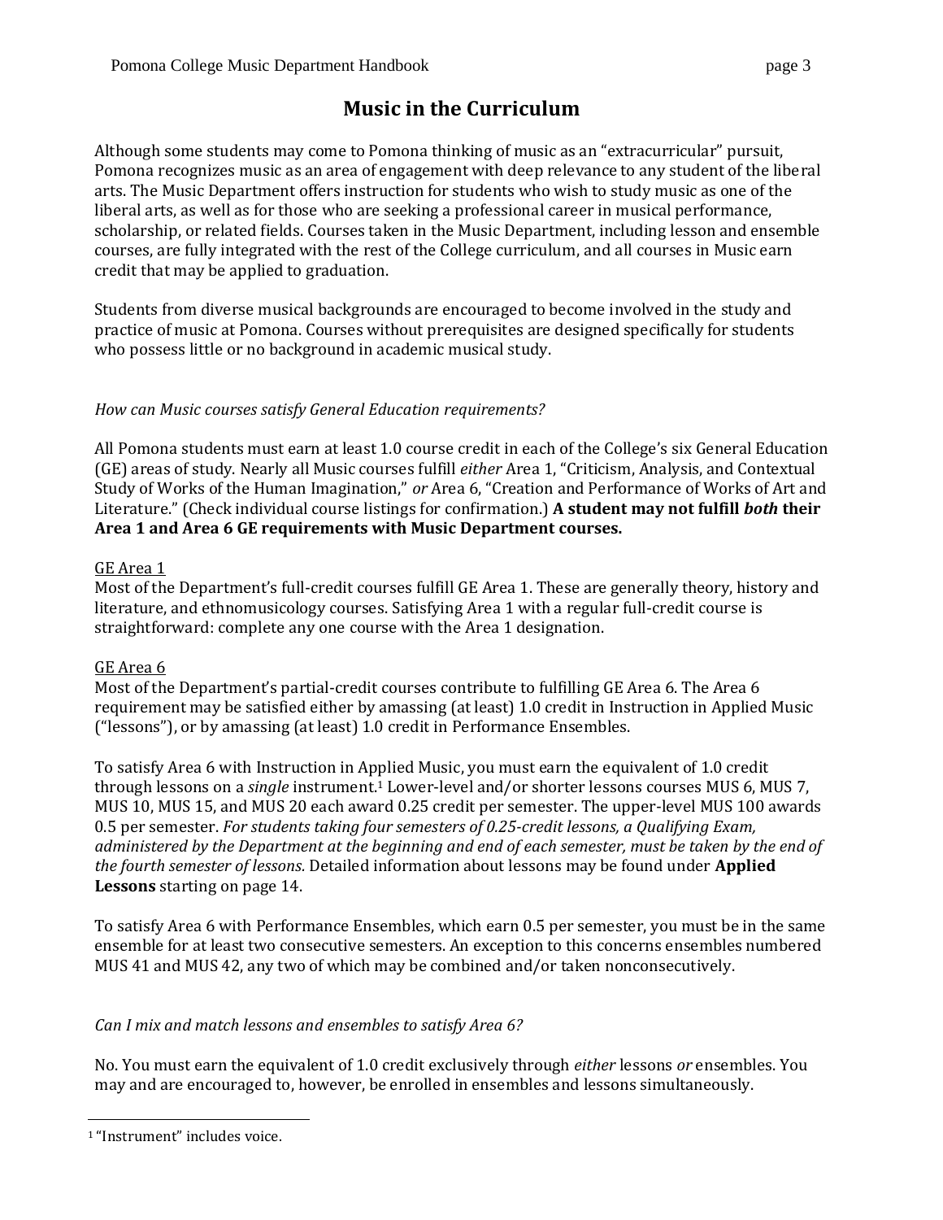# Music in the Curriculum

Although some students may come to Pomona thinking of music as an "extracurricular" pursuit, Pomona recognizes music as an area of engagement with deep relevance to any student of the liberal arts. The Music Department offers instruction for students who wish to study music as one of the liberal arts, as well as for those who are seeking a professional career in musical performance, scholarship, or related fields. Courses taken in the Music Department, including lesson and ensemble courses, are fully integrated with the rest of the College curriculum, and all courses in Music earn credit that may be applied to graduation.

Students from diverse musical backgrounds are encouraged to become involved in the study and practice of music at Pomona. Courses without prerequisites are designed specifically for students who possess little or no background in academic musical study.

*How can Music courses satisfy General Education requirements?*

All Pomona students must earn at least 1.0 course credit in each of the College's six General Education (GE) areas of study. Nearly all Music courses fulfill *either* Area 1, "Criticism, Analysis, and Contextual Study of Works of the Human Imagination," *or* Area 6, "Creation and Performance of Works of Art and Literature." (Check individual course listings for confirmation.) **A student may not fulfill *both* their Area 1 and Area 6 GE requirements with Music Department courses.**

<u>GE Area 1</u>
Most of the Department's full-credit courses fulfill GE Area 1. These are generally theory, history and literature, and ethnomusicology courses. Satisfying Area 1 with a regular full-credit course is straightforward: complete any one course with the Area 1 designation.

<u>GE Area 6</u>
Most of the Department's partial-credit courses contribute to fulfilling GE Area 6. The Area 6 requirement may be satisfied either by amassing (at least) 1.0 credit in Instruction in Applied Music ("lessons"), or by amassing (at least) 1.0 credit in Performance Ensembles.

To satisfy Area 6 with Instruction in Applied Music, you must earn the equivalent of 1.0 credit through lessons on a *single* instrument.[1] Lower-level and/or shorter lessons courses MUS 6, MUS 7, MUS 10, MUS 15, and MUS 20 each award 0.25 credit per semester. The upper-level MUS 100 awards 0.5 per semester. *For students taking four semesters of 0.25-credit lessons, a Qualifying Exam, administered by the Department at the beginning and end of each semester, must be taken by the end of the fourth semester of lessons.* Detailed information about lessons may be found under **Applied Lessons** starting on page 14.

To satisfy Area 6 with Performance Ensembles, which earn 0.5 per semester, you must be in the same ensemble for at least two consecutive semesters. An exception to this concerns ensembles numbered MUS 41 and MUS 42, any two of which may be combined and/or taken nonconsecutively.

*Can I mix and match lessons and ensembles to satisfy Area 6?*

No. You must earn the equivalent of 1.0 credit exclusively through *either* lessons *or* ensembles. You may and are encouraged to, however, be enrolled in ensembles and lessons simultaneously.

[1] "Instrument" includes voice.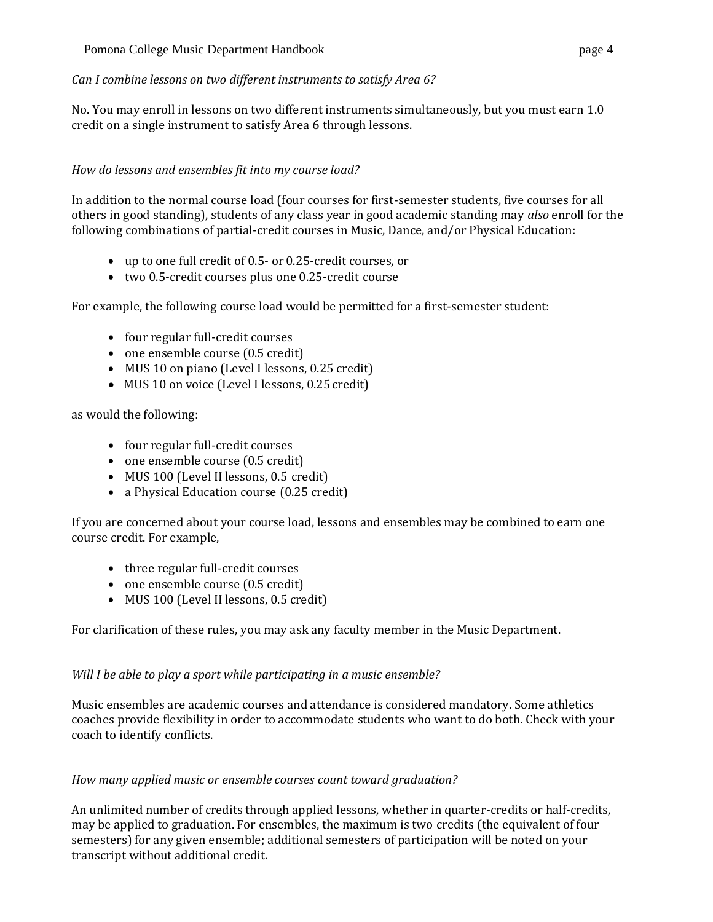*Can I combine lessons on two different instruments to satisfy Area 6?*

No. You may enroll in lessons on two different instruments simultaneously, but you must earn 1.0 credit on a single instrument to satisfy Area 6 through lessons.

*How do lessons and ensembles fit into my course load?*

In addition to the normal course load (four courses for first-semester students, five courses for all others in good standing), students of any class year in good academic standing may *also* enroll for the following combinations of partial-credit courses in Music, Dance, and/or Physical Education:

- up to one full credit of 0.5- or 0.25-credit courses, or
- two 0.5-credit courses plus one 0.25-credit course

For example, the following course load would be permitted for a first-semester student:

- four regular full-credit courses
- one ensemble course (0.5 credit)
- MUS 10 on piano (Level I lessons, 0.25 credit)
- MUS 10 on voice (Level I lessons, 0.25 credit)

as would the following:

- four regular full-credit courses
- one ensemble course (0.5 credit)
- MUS 100 (Level II lessons, 0.5 credit)
- a Physical Education course (0.25 credit)

If you are concerned about your course load, lessons and ensembles may be combined to earn one course credit. For example,

- three regular full-credit courses
- one ensemble course (0.5 credit)
- MUS 100 (Level II lessons, 0.5 credit)

For clarification of these rules, you may ask any faculty member in the Music Department.

*Will I be able to play a sport while participating in a music ensemble?*

Music ensembles are academic courses and attendance is considered mandatory. Some athletics coaches provide flexibility in order to accommodate students who want to do both. Check with your coach to identify conflicts.

*How many applied music or ensemble courses count toward graduation?*

An unlimited number of credits through applied lessons, whether in quarter-credits or half-credits, may be applied to graduation. For ensembles, the maximum is two credits (the equivalent of four semesters) for any given ensemble; additional semesters of participation will be noted on your transcript without additional credit.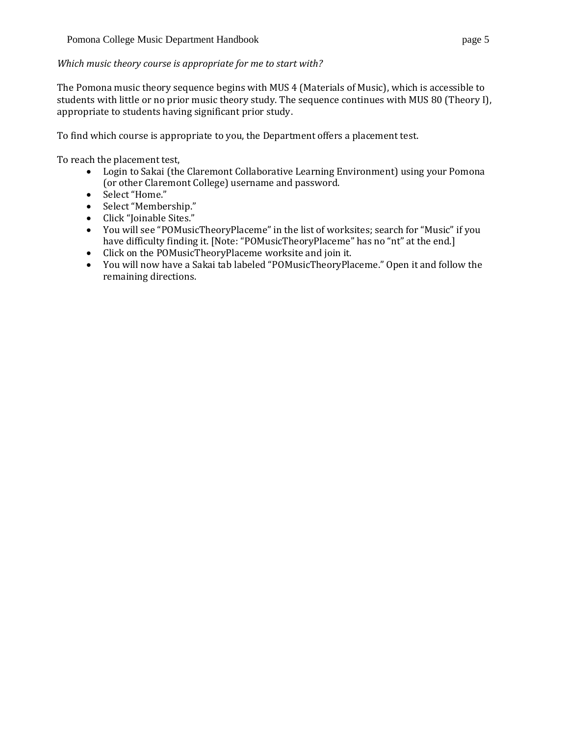*Which music theory course is appropriate for me to start with?*

The Pomona music theory sequence begins with MUS 4 (Materials of Music), which is accessible to students with little or no prior music theory study. The sequence continues with MUS 80 (Theory I), appropriate to students having significant prior study.

To find which course is appropriate to you, the Department offers a placement test.

To reach the placement test,

- Login to Sakai (the Claremont Collaborative Learning Environment) using your Pomona (or other Claremont College) username and password.
- Select "Home."
- Select "Membership."
- Click "Joinable Sites."
- You will see "POMusicTheoryPlaceme" in the list of worksites; search for "Music" if you have difficulty finding it. [Note: "POMusicTheoryPlaceme" has no "nt" at the end.]
- Click on the POMusicTheoryPlaceme worksite and join it.
- You will now have a Sakai tab labeled "POMusicTheoryPlaceme." Open it and follow the remaining directions.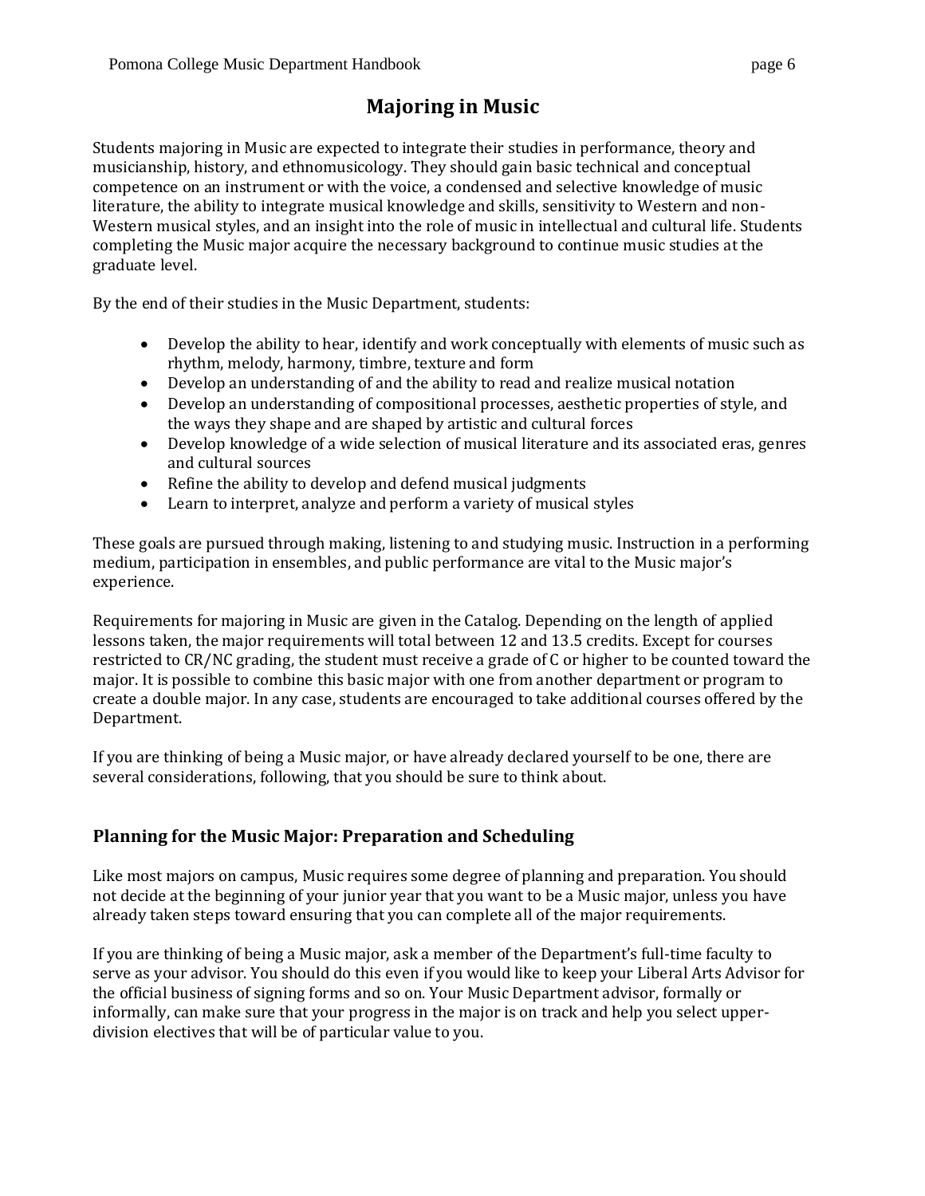# Majoring in Music

Students majoring in Music are expected to integrate their studies in performance, theory and musicianship, history, and ethnomusicology. They should gain basic technical and conceptual competence on an instrument or with the voice, a condensed and selective knowledge of music literature, the ability to integrate musical knowledge and skills, sensitivity to Western and non-Western musical styles, and an insight into the role of music in intellectual and cultural life. Students completing the Music major acquire the necessary background to continue music studies at the graduate level.

By the end of their studies in the Music Department, students:

- Develop the ability to hear, identify and work conceptually with elements of music such as rhythm, melody, harmony, timbre, texture and form
- Develop an understanding of and the ability to read and realize musical notation
- Develop an understanding of compositional processes, aesthetic properties of style, and the ways they shape and are shaped by artistic and cultural forces
- Develop knowledge of a wide selection of musical literature and its associated eras, genres and cultural sources
- Refine the ability to develop and defend musical judgments
- Learn to interpret, analyze and perform a variety of musical styles

These goals are pursued through making, listening to and studying music. Instruction in a performing medium, participation in ensembles, and public performance are vital to the Music major's experience.

Requirements for majoring in Music are given in the Catalog. Depending on the length of applied lessons taken, the major requirements will total between 12 and 13.5 credits. Except for courses restricted to CR/NC grading, the student must receive a grade of C or higher to be counted toward the major. It is possible to combine this basic major with one from another department or program to create a double major. In any case, students are encouraged to take additional courses offered by the Department.

If you are thinking of being a Music major, or have already declared yourself to be one, there are several considerations, following, that you should be sure to think about.

## Planning for the Music Major: Preparation and Scheduling

Like most majors on campus, Music requires some degree of planning and preparation. You should not decide at the beginning of your junior year that you want to be a Music major, unless you have already taken steps toward ensuring that you can complete all of the major requirements.

If you are thinking of being a Music major, ask a member of the Department's full-time faculty to serve as your advisor. You should do this even if you would like to keep your Liberal Arts Advisor for the official business of signing forms and so on. Your Music Department advisor, formally or informally, can make sure that your progress in the major is on track and help you select upper-division electives that will be of particular value to you.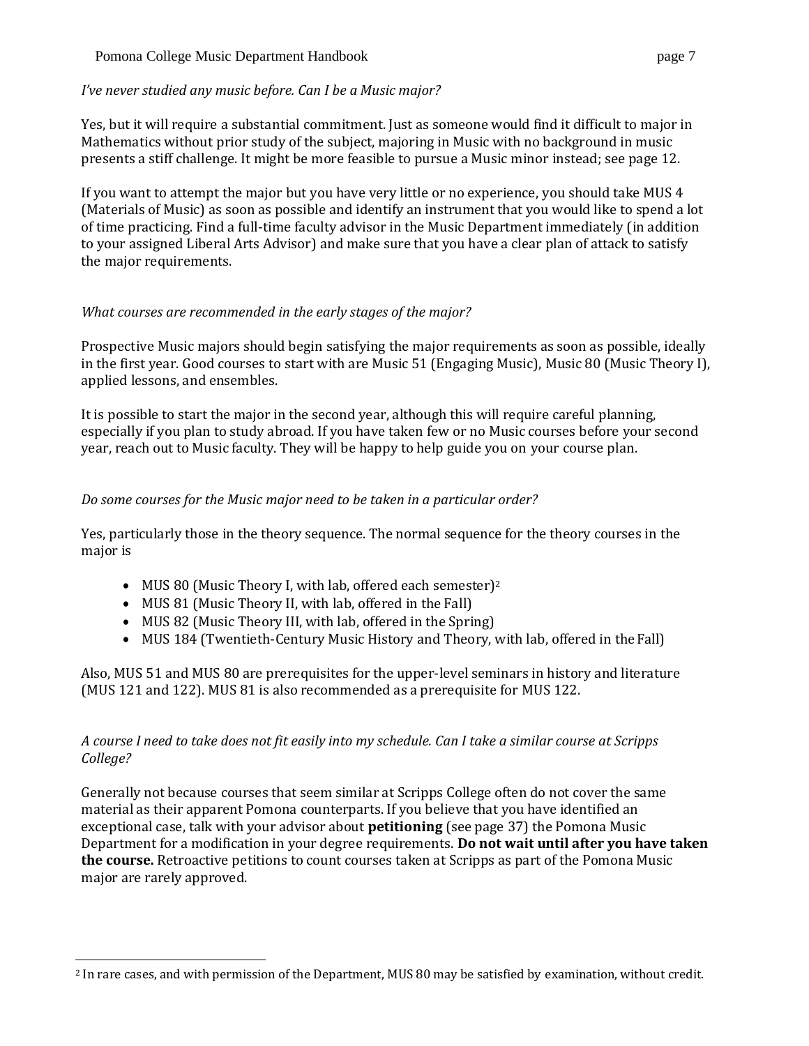*I've never studied any music before. Can I be a Music major?*

Yes, but it will require a substantial commitment. Just as someone would find it difficult to major in Mathematics without prior study of the subject, majoring in Music with no background in music presents a stiff challenge. It might be more feasible to pursue a Music minor instead; see page 12.

If you want to attempt the major but you have very little or no experience, you should take MUS 4 (Materials of Music) as soon as possible and identify an instrument that you would like to spend a lot of time practicing. Find a full-time faculty advisor in the Music Department immediately (in addition to your assigned Liberal Arts Advisor) and make sure that you have a clear plan of attack to satisfy the major requirements.

*What courses are recommended in the early stages of the major?*

Prospective Music majors should begin satisfying the major requirements as soon as possible, ideally in the first year. Good courses to start with are Music 51 (Engaging Music), Music 80 (Music Theory I), applied lessons, and ensembles.

It is possible to start the major in the second year, although this will require careful planning, especially if you plan to study abroad. If you have taken few or no Music courses before your second year, reach out to Music faculty. They will be happy to help guide you on your course plan.

*Do some courses for the Music major need to be taken in a particular order?*

Yes, particularly those in the theory sequence. The normal sequence for the theory courses in the major is

- MUS 80 (Music Theory I, with lab, offered each semester)[2]
- MUS 81 (Music Theory II, with lab, offered in the Fall)
- MUS 82 (Music Theory III, with lab, offered in the Spring)
- MUS 184 (Twentieth-Century Music History and Theory, with lab, offered in the Fall)

Also, MUS 51 and MUS 80 are prerequisites for the upper-level seminars in history and literature (MUS 121 and 122). MUS 81 is also recommended as a prerequisite for MUS 122.

*A course I need to take does not fit easily into my schedule. Can I take a similar course at Scripps College?*

Generally not because courses that seem similar at Scripps College often do not cover the same material as their apparent Pomona counterparts. If you believe that you have identified an exceptional case, talk with your advisor about **petitioning** (see page 37) the Pomona Music Department for a modification in your degree requirements. **Do not wait until after you have taken the course.** Retroactive petitions to count courses taken at Scripps as part of the Pomona Music major are rarely approved.

[2] In rare cases, and with permission of the Department, MUS 80 may be satisfied by examination, without credit.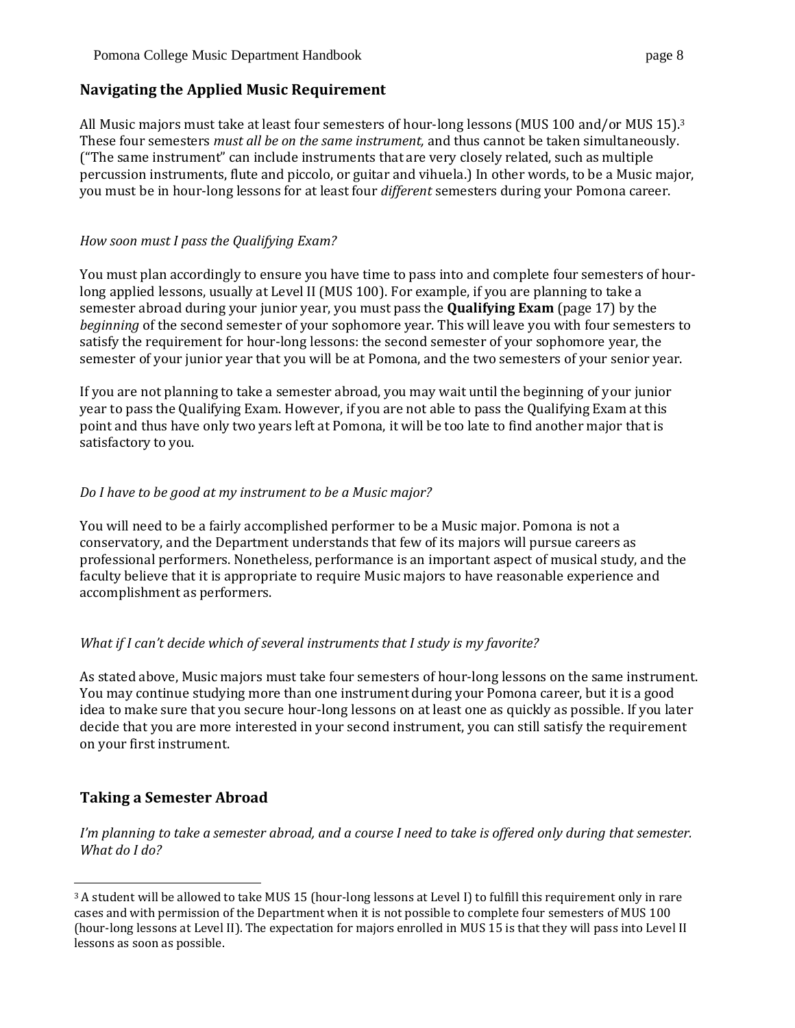## Navigating the Applied Music Requirement

All Music majors must take at least four semesters of hour-long lessons (MUS 100 and/or MUS 15).[3] These four semesters *must all be on the same instrument,* and thus cannot be taken simultaneously. ("The same instrument" can include instruments that are very closely related, such as multiple percussion instruments, flute and piccolo, or guitar and vihuela.) In other words, to be a Music major, you must be in hour-long lessons for at least four *different* semesters during your Pomona career.

*How soon must I pass the Qualifying Exam?*

You must plan accordingly to ensure you have time to pass into and complete four semesters of hour-long applied lessons, usually at Level II (MUS 100). For example, if you are planning to take a semester abroad during your junior year, you must pass the **Qualifying Exam** (page 17) by the *beginning* of the second semester of your sophomore year. This will leave you with four semesters to satisfy the requirement for hour-long lessons: the second semester of your sophomore year, the semester of your junior year that you will be at Pomona, and the two semesters of your senior year.

If you are not planning to take a semester abroad, you may wait until the beginning of your junior year to pass the Qualifying Exam. However, if you are not able to pass the Qualifying Exam at this point and thus have only two years left at Pomona, it will be too late to find another major that is satisfactory to you.

*Do I have to be good at my instrument to be a Music major?*

You will need to be a fairly accomplished performer to be a Music major. Pomona is not a conservatory, and the Department understands that few of its majors will pursue careers as professional performers. Nonetheless, performance is an important aspect of musical study, and the faculty believe that it is appropriate to require Music majors to have reasonable experience and accomplishment as performers.

*What if I can't decide which of several instruments that I study is my favorite?*

As stated above, Music majors must take four semesters of hour-long lessons on the same instrument. You may continue studying more than one instrument during your Pomona career, but it is a good idea to make sure that you secure hour-long lessons on at least one as quickly as possible. If you later decide that you are more interested in your second instrument, you can still satisfy the requirement on your first instrument.

## Taking a Semester Abroad

*I'm planning to take a semester abroad, and a course I need to take is offered only during that semester. What do I do?*

---

[3] A student will be allowed to take MUS 15 (hour-long lessons at Level I) to fulfill this requirement only in rare cases and with permission of the Department when it is not possible to complete four semesters of MUS 100 (hour-long lessons at Level II). The expectation for majors enrolled in MUS 15 is that they will pass into Level II lessons as soon as possible.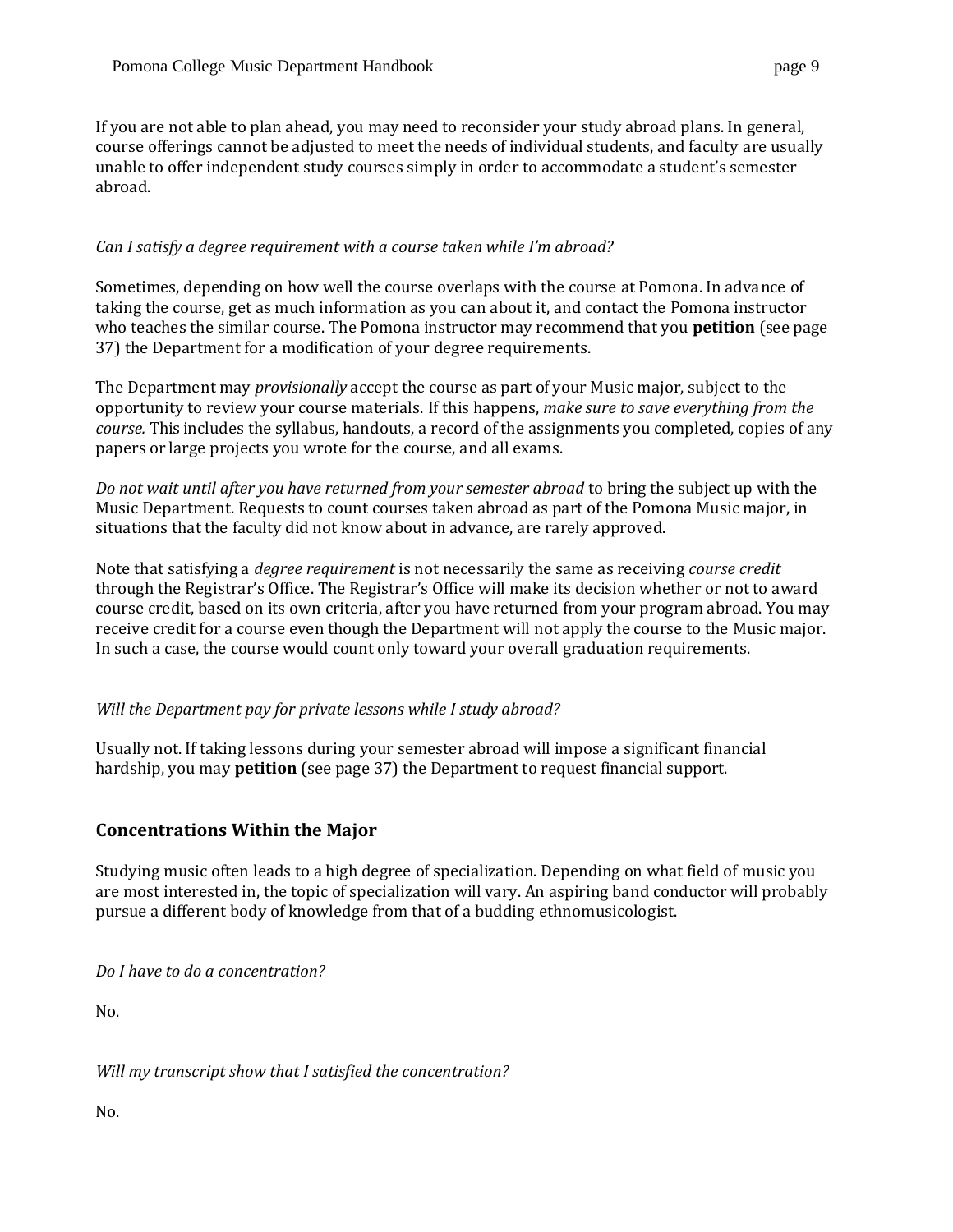If you are not able to plan ahead, you may need to reconsider your study abroad plans. In general, course offerings cannot be adjusted to meet the needs of individual students, and faculty are usually unable to offer independent study courses simply in order to accommodate a student's semester abroad.

*Can I satisfy a degree requirement with a course taken while I'm abroad?*

Sometimes, depending on how well the course overlaps with the course at Pomona. In advance of taking the course, get as much information as you can about it, and contact the Pomona instructor who teaches the similar course. The Pomona instructor may recommend that you **petition** (see page 37) the Department for a modification of your degree requirements.

The Department may *provisionally* accept the course as part of your Music major, subject to the opportunity to review your course materials. If this happens, *make sure to save everything from the course.* This includes the syllabus, handouts, a record of the assignments you completed, copies of any papers or large projects you wrote for the course, and all exams.

*Do not wait until after you have returned from your semester abroad* to bring the subject up with the Music Department. Requests to count courses taken abroad as part of the Pomona Music major, in situations that the faculty did not know about in advance, are rarely approved.

Note that satisfying a *degree requirement* is not necessarily the same as receiving *course credit* through the Registrar's Office. The Registrar's Office will make its decision whether or not to award course credit, based on its own criteria, after you have returned from your program abroad. You may receive credit for a course even though the Department will not apply the course to the Music major. In such a case, the course would count only toward your overall graduation requirements.

*Will the Department pay for private lessons while I study abroad?*

Usually not. If taking lessons during your semester abroad will impose a significant financial hardship, you may **petition** (see page 37) the Department to request financial support.

## Concentrations Within the Major

Studying music often leads to a high degree of specialization. Depending on what field of music you are most interested in, the topic of specialization will vary. An aspiring band conductor will probably pursue a different body of knowledge from that of a budding ethnomusicologist.

*Do I have to do a concentration?*

No.

*Will my transcript show that I satisfied the concentration?*

No.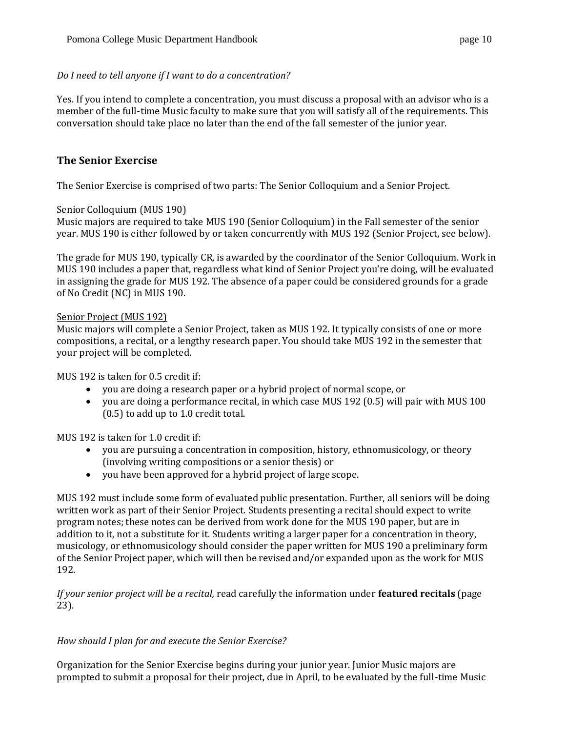*Do I need to tell anyone if I want to do a concentration?*

Yes. If you intend to complete a concentration, you must discuss a proposal with an advisor who is a member of the full-time Music faculty to make sure that you will satisfy all of the requirements. This conversation should take place no later than the end of the fall semester of the junior year.

## The Senior Exercise

The Senior Exercise is comprised of two parts: The Senior Colloquium and a Senior Project.

<u>Senior Colloquium (MUS 190)</u>
Music majors are required to take MUS 190 (Senior Colloquium) in the Fall semester of the senior year. MUS 190 is either followed by or taken concurrently with MUS 192 (Senior Project, see below).

The grade for MUS 190, typically CR, is awarded by the coordinator of the Senior Colloquium. Work in MUS 190 includes a paper that, regardless what kind of Senior Project you're doing, will be evaluated in assigning the grade for MUS 192. The absence of a paper could be considered grounds for a grade of No Credit (NC) in MUS 190.

<u>Senior Project (MUS 192)</u>
Music majors will complete a Senior Project, taken as MUS 192. It typically consists of one or more compositions, a recital, or a lengthy research paper. You should take MUS 192 in the semester that your project will be completed.

MUS 192 is taken for 0.5 credit if:

- you are doing a research paper or a hybrid project of normal scope, or
- you are doing a performance recital, in which case MUS 192 (0.5) will pair with MUS 100 (0.5) to add up to 1.0 credit total.

MUS 192 is taken for 1.0 credit if:

- you are pursuing a concentration in composition, history, ethnomusicology, or theory (involving writing compositions or a senior thesis) or
- you have been approved for a hybrid project of large scope.

MUS 192 must include some form of evaluated public presentation. Further, all seniors will be doing written work as part of their Senior Project. Students presenting a recital should expect to write program notes; these notes can be derived from work done for the MUS 190 paper, but are in addition to it, not a substitute for it. Students writing a larger paper for a concentration in theory, musicology, or ethnomusicology should consider the paper written for MUS 190 a preliminary form of the Senior Project paper, which will then be revised and/or expanded upon as the work for MUS 192.

*If your senior project will be a recital,* read carefully the information under **featured recitals** (page 23).

*How should I plan for and execute the Senior Exercise?*

Organization for the Senior Exercise begins during your junior year. Junior Music majors are prompted to submit a proposal for their project, due in April, to be evaluated by the full-time Music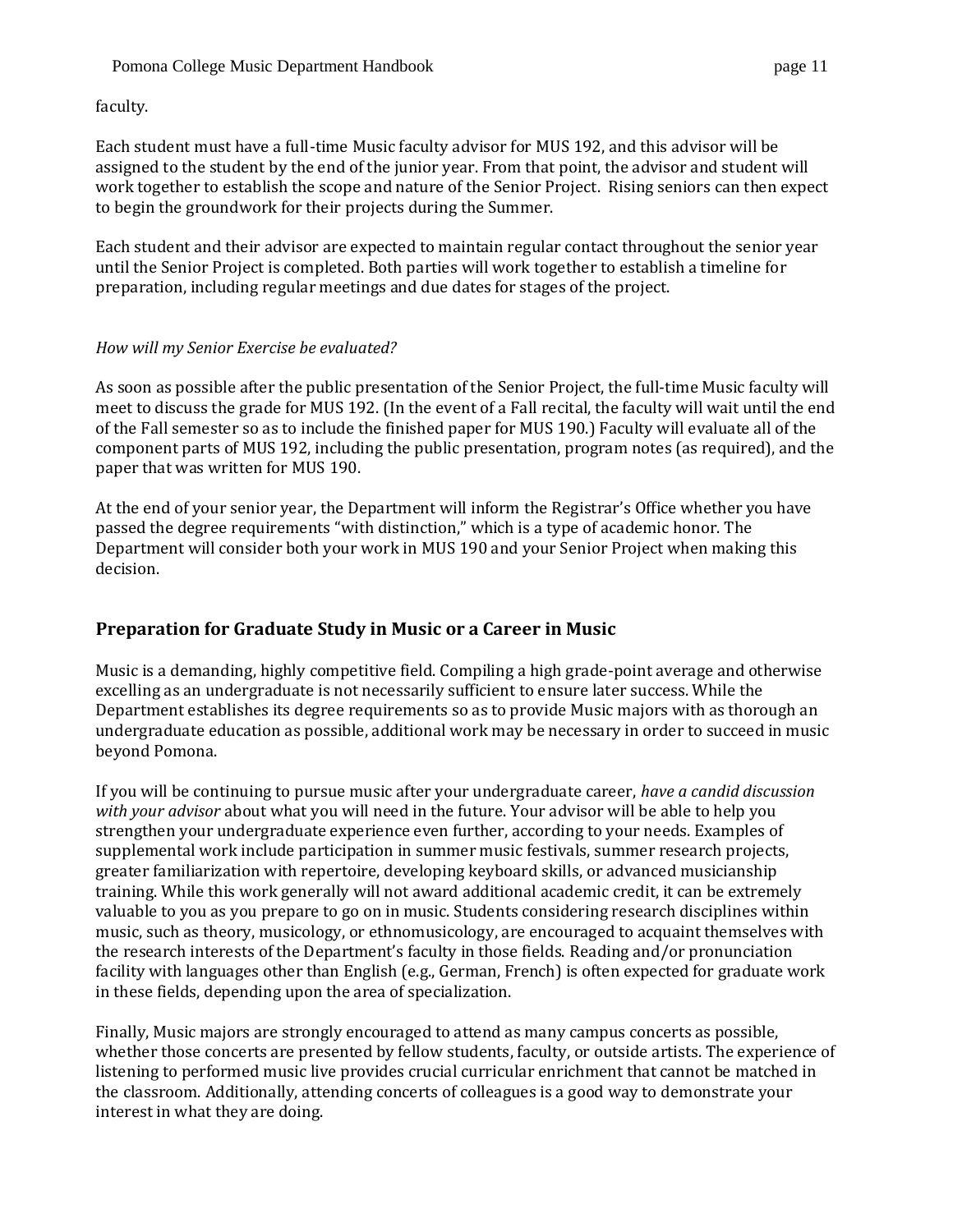faculty.

Each student must have a full-time Music faculty advisor for MUS 192, and this advisor will be assigned to the student by the end of the junior year. From that point, the advisor and student will work together to establish the scope and nature of the Senior Project. Rising seniors can then expect to begin the groundwork for their projects during the Summer.

Each student and their advisor are expected to maintain regular contact throughout the senior year until the Senior Project is completed. Both parties will work together to establish a timeline for preparation, including regular meetings and due dates for stages of the project.

*How will my Senior Exercise be evaluated?*

As soon as possible after the public presentation of the Senior Project, the full-time Music faculty will meet to discuss the grade for MUS 192. (In the event of a Fall recital, the faculty will wait until the end of the Fall semester so as to include the finished paper for MUS 190.) Faculty will evaluate all of the component parts of MUS 192, including the public presentation, program notes (as required), and the paper that was written for MUS 190.

At the end of your senior year, the Department will inform the Registrar's Office whether you have passed the degree requirements "with distinction," which is a type of academic honor. The Department will consider both your work in MUS 190 and your Senior Project when making this decision.

## Preparation for Graduate Study in Music or a Career in Music

Music is a demanding, highly competitive field. Compiling a high grade-point average and otherwise excelling as an undergraduate is not necessarily sufficient to ensure later success. While the Department establishes its degree requirements so as to provide Music majors with as thorough an undergraduate education as possible, additional work may be necessary in order to succeed in music beyond Pomona.

If you will be continuing to pursue music after your undergraduate career, *have a candid discussion with your advisor* about what you will need in the future. Your advisor will be able to help you strengthen your undergraduate experience even further, according to your needs. Examples of supplemental work include participation in summer music festivals, summer research projects, greater familiarization with repertoire, developing keyboard skills, or advanced musicianship training. While this work generally will not award additional academic credit, it can be extremely valuable to you as you prepare to go on in music. Students considering research disciplines within music, such as theory, musicology, or ethnomusicology, are encouraged to acquaint themselves with the research interests of the Department's faculty in those fields. Reading and/or pronunciation facility with languages other than English (e.g., German, French) is often expected for graduate work in these fields, depending upon the area of specialization.

Finally, Music majors are strongly encouraged to attend as many campus concerts as possible, whether those concerts are presented by fellow students, faculty, or outside artists. The experience of listening to performed music live provides crucial curricular enrichment that cannot be matched in the classroom. Additionally, attending concerts of colleagues is a good way to demonstrate your interest in what they are doing.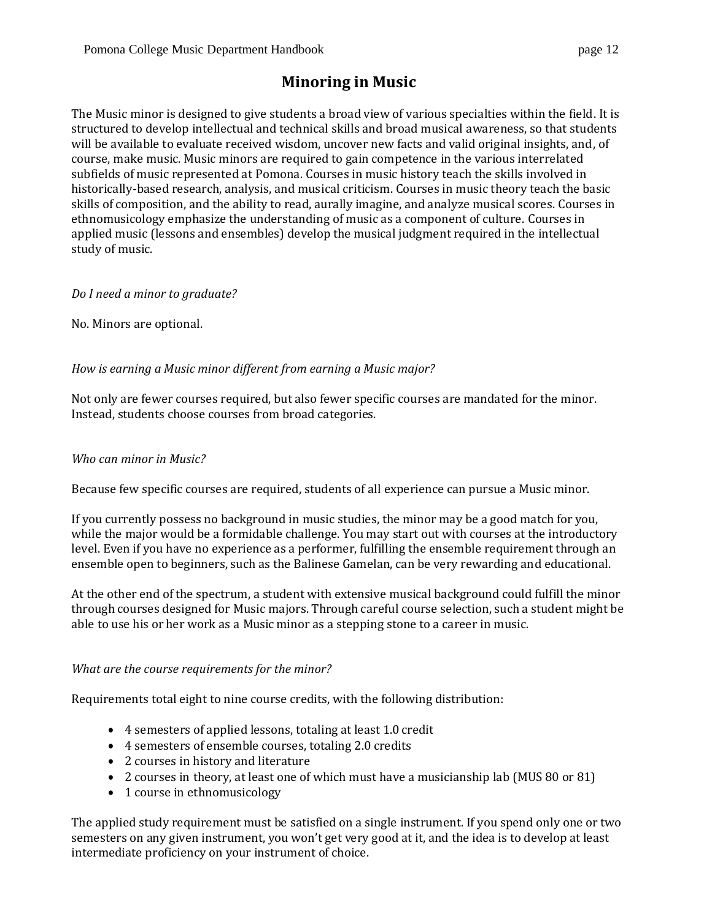# Minoring in Music

The Music minor is designed to give students a broad view of various specialties within the field. It is structured to develop intellectual and technical skills and broad musical awareness, so that students will be available to evaluate received wisdom, uncover new facts and valid original insights, and, of course, make music. Music minors are required to gain competence in the various interrelated subfields of music represented at Pomona. Courses in music history teach the skills involved in historically-based research, analysis, and musical criticism. Courses in music theory teach the basic skills of composition, and the ability to read, aurally imagine, and analyze musical scores. Courses in ethnomusicology emphasize the understanding of music as a component of culture. Courses in applied music (lessons and ensembles) develop the musical judgment required in the intellectual study of music.

*Do I need a minor to graduate?*

No. Minors are optional.

*How is earning a Music minor different from earning a Music major?*

Not only are fewer courses required, but also fewer specific courses are mandated for the minor. Instead, students choose courses from broad categories.

*Who can minor in Music?*

Because few specific courses are required, students of all experience can pursue a Music minor.

If you currently possess no background in music studies, the minor may be a good match for you, while the major would be a formidable challenge. You may start out with courses at the introductory level. Even if you have no experience as a performer, fulfilling the ensemble requirement through an ensemble open to beginners, such as the Balinese Gamelan, can be very rewarding and educational.

At the other end of the spectrum, a student with extensive musical background could fulfill the minor through courses designed for Music majors. Through careful course selection, such a student might be able to use his or her work as a Music minor as a stepping stone to a career in music.

*What are the course requirements for the minor?*

Requirements total eight to nine course credits, with the following distribution:

- 4 semesters of applied lessons, totaling at least 1.0 credit
- 4 semesters of ensemble courses, totaling 2.0 credits
- 2 courses in history and literature
- 2 courses in theory, at least one of which must have a musicianship lab (MUS 80 or 81)
- 1 course in ethnomusicology

The applied study requirement must be satisfied on a single instrument. If you spend only one or two semesters on any given instrument, you won't get very good at it, and the idea is to develop at least intermediate proficiency on your instrument of choice.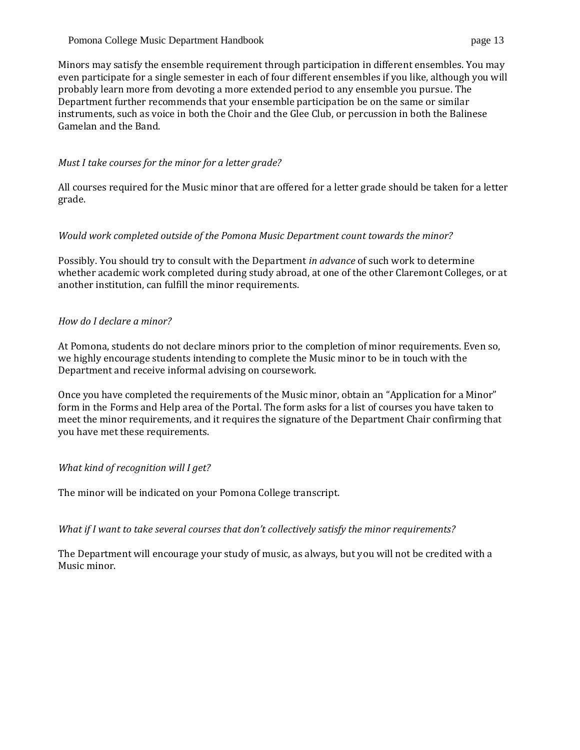Minors may satisfy the ensemble requirement through participation in different ensembles. You may even participate for a single semester in each of four different ensembles if you like, although you will probably learn more from devoting a more extended period to any ensemble you pursue. The Department further recommends that your ensemble participation be on the same or similar instruments, such as voice in both the Choir and the Glee Club, or percussion in both the Balinese Gamelan and the Band.

*Must I take courses for the minor for a letter grade?*

All courses required for the Music minor that are offered for a letter grade should be taken for a letter grade.

*Would work completed outside of the Pomona Music Department count towards the minor?*

Possibly. You should try to consult with the Department *in advance* of such work to determine whether academic work completed during study abroad, at one of the other Claremont Colleges, or at another institution, can fulfill the minor requirements.

*How do I declare a minor?*

At Pomona, students do not declare minors prior to the completion of minor requirements. Even so, we highly encourage students intending to complete the Music minor to be in touch with the Department and receive informal advising on coursework.

Once you have completed the requirements of the Music minor, obtain an "Application for a Minor" form in the Forms and Help area of the Portal. The form asks for a list of courses you have taken to meet the minor requirements, and it requires the signature of the Department Chair confirming that you have met these requirements.

*What kind of recognition will I get?*

The minor will be indicated on your Pomona College transcript.

*What if I want to take several courses that don't collectively satisfy the minor requirements?*

The Department will encourage your study of music, as always, but you will not be credited with a Music minor.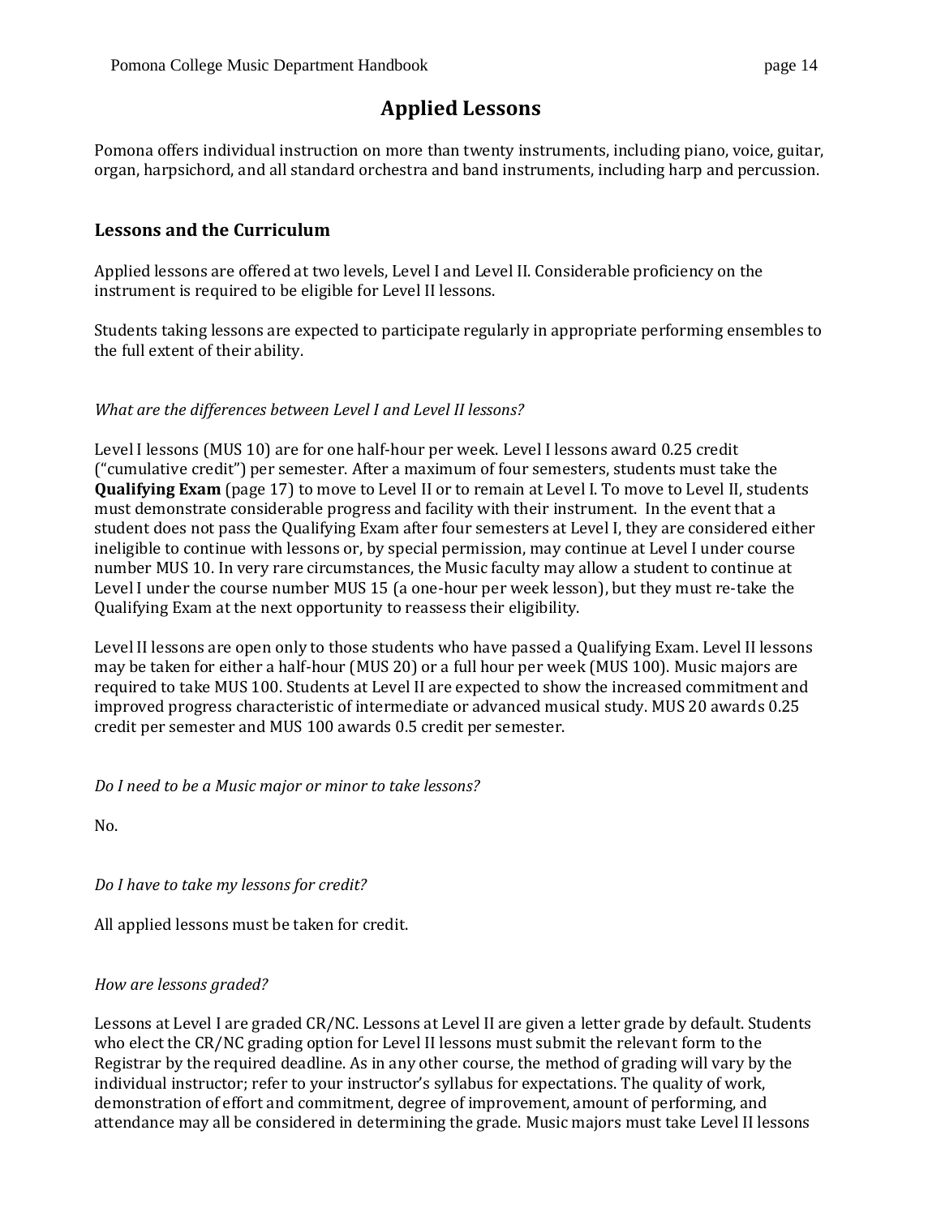# Applied Lessons

Pomona offers individual instruction on more than twenty instruments, including piano, voice, guitar, organ, harpsichord, and all standard orchestra and band instruments, including harp and percussion.

## Lessons and the Curriculum

Applied lessons are offered at two levels, Level I and Level II. Considerable proficiency on the instrument is required to be eligible for Level II lessons.

Students taking lessons are expected to participate regularly in appropriate performing ensembles to the full extent of their ability.

*What are the differences between Level I and Level II lessons?*

Level I lessons (MUS 10) are for one half-hour per week. Level I lessons award 0.25 credit ("cumulative credit") per semester. After a maximum of four semesters, students must take the **Qualifying Exam** (page 17) to move to Level II or to remain at Level I. To move to Level II, students must demonstrate considerable progress and facility with their instrument. In the event that a student does not pass the Qualifying Exam after four semesters at Level I, they are considered either ineligible to continue with lessons or, by special permission, may continue at Level I under course number MUS 10. In very rare circumstances, the Music faculty may allow a student to continue at Level I under the course number MUS 15 (a one-hour per week lesson), but they must re-take the Qualifying Exam at the next opportunity to reassess their eligibility.

Level II lessons are open only to those students who have passed a Qualifying Exam. Level II lessons may be taken for either a half-hour (MUS 20) or a full hour per week (MUS 100). Music majors are required to take MUS 100. Students at Level II are expected to show the increased commitment and improved progress characteristic of intermediate or advanced musical study. MUS 20 awards 0.25 credit per semester and MUS 100 awards 0.5 credit per semester.

*Do I need to be a Music major or minor to take lessons?*

No.

*Do I have to take my lessons for credit?*

All applied lessons must be taken for credit.

*How are lessons graded?*

Lessons at Level I are graded CR/NC. Lessons at Level II are given a letter grade by default. Students who elect the CR/NC grading option for Level II lessons must submit the relevant form to the Registrar by the required deadline. As in any other course, the method of grading will vary by the individual instructor; refer to your instructor's syllabus for expectations. The quality of work, demonstration of effort and commitment, degree of improvement, amount of performing, and attendance may all be considered in determining the grade. Music majors must take Level II lessons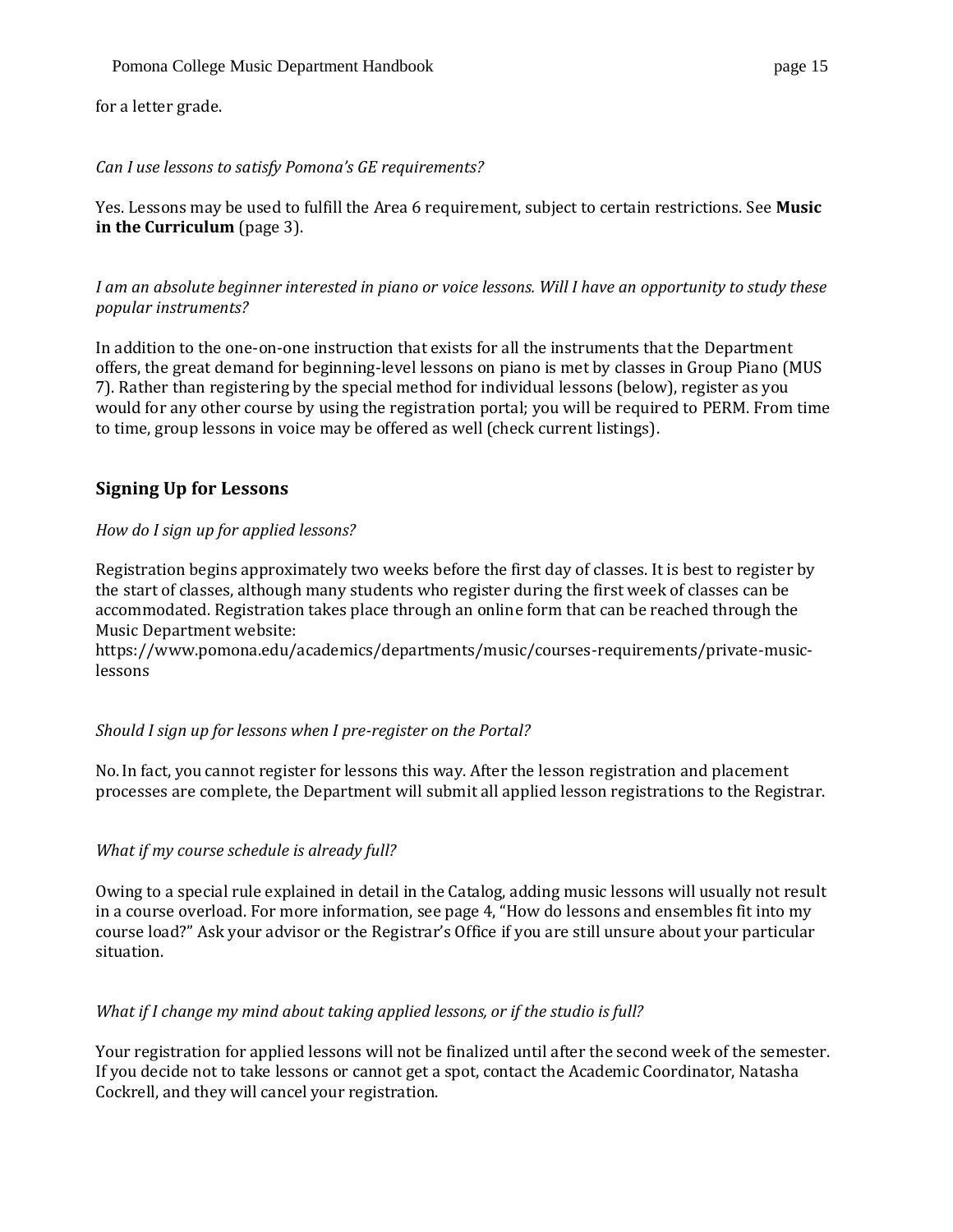for a letter grade.

*Can I use lessons to satisfy Pomona's GE requirements?*

Yes. Lessons may be used to fulfill the Area 6 requirement, subject to certain restrictions. See **Music in the Curriculum** (page 3).

*I am an absolute beginner interested in piano or voice lessons. Will I have an opportunity to study these popular instruments?*

In addition to the one-on-one instruction that exists for all the instruments that the Department offers, the great demand for beginning-level lessons on piano is met by classes in Group Piano (MUS 7). Rather than registering by the special method for individual lessons (below), register as you would for any other course by using the registration portal; you will be required to PERM. From time to time, group lessons in voice may be offered as well (check current listings).

## Signing Up for Lessons

*How do I sign up for applied lessons?*

Registration begins approximately two weeks before the first day of classes. It is best to register by the start of classes, although many students who register during the first week of classes can be accommodated. Registration takes place through an online form that can be reached through the Music Department website:
https://www.pomona.edu/academics/departments/music/courses-requirements/private-music-lessons

*Should I sign up for lessons when I pre-register on the Portal?*

No. In fact, you cannot register for lessons this way. After the lesson registration and placement processes are complete, the Department will submit all applied lesson registrations to the Registrar.

*What if my course schedule is already full?*

Owing to a special rule explained in detail in the Catalog, adding music lessons will usually not result in a course overload. For more information, see page 4, "How do lessons and ensembles fit into my course load?" Ask your advisor or the Registrar's Office if you are still unsure about your particular situation.

*What if I change my mind about taking applied lessons, or if the studio is full?*

Your registration for applied lessons will not be finalized until after the second week of the semester. If you decide not to take lessons or cannot get a spot, contact the Academic Coordinator, Natasha Cockrell, and they will cancel your registration.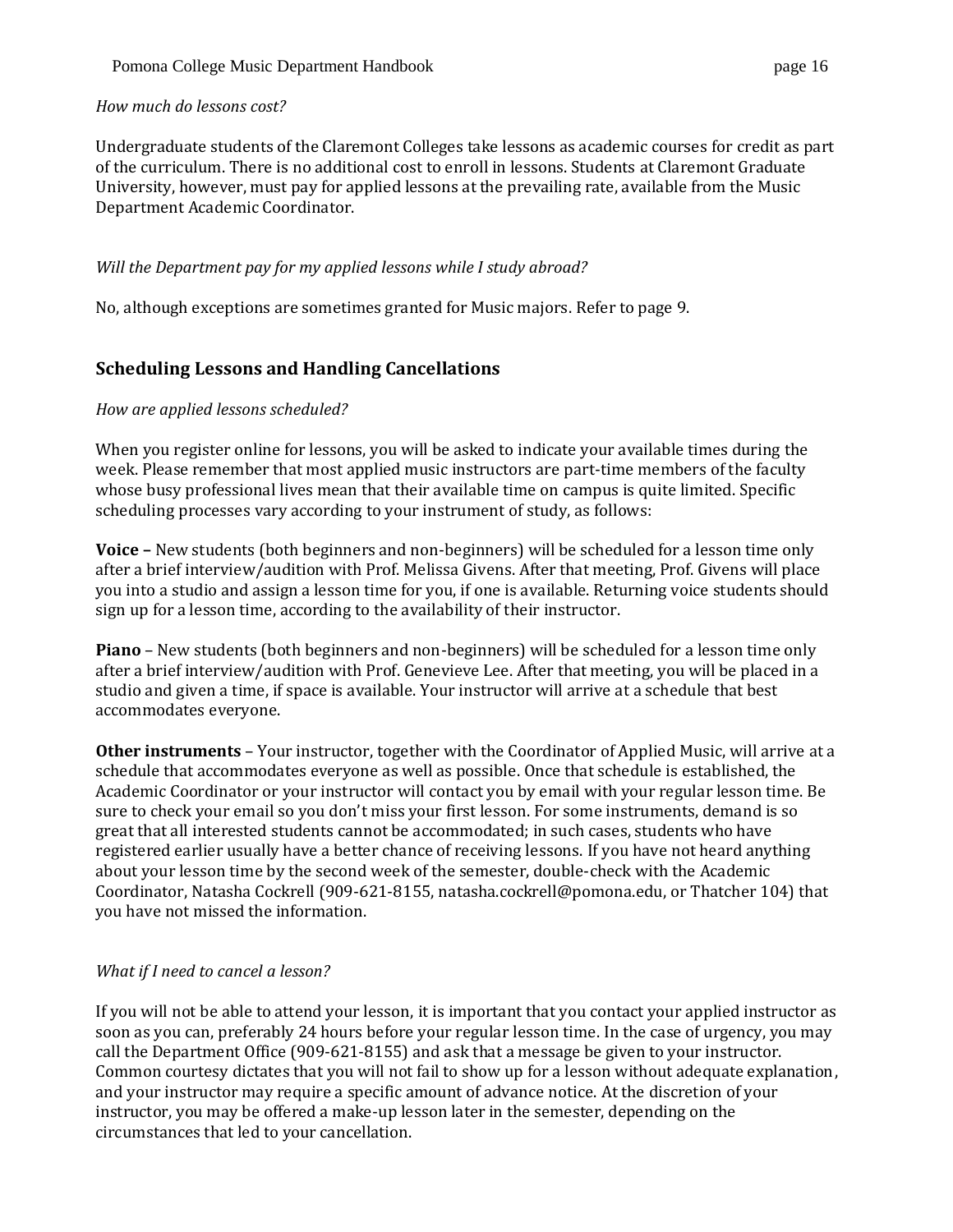*How much do lessons cost?*

Undergraduate students of the Claremont Colleges take lessons as academic courses for credit as part of the curriculum. There is no additional cost to enroll in lessons. Students at Claremont Graduate University, however, must pay for applied lessons at the prevailing rate, available from the Music Department Academic Coordinator.

*Will the Department pay for my applied lessons while I study abroad?*

No, although exceptions are sometimes granted for Music majors. Refer to page 9.

## Scheduling Lessons and Handling Cancellations

*How are applied lessons scheduled?*

When you register online for lessons, you will be asked to indicate your available times during the week. Please remember that most applied music instructors are part-time members of the faculty whose busy professional lives mean that their available time on campus is quite limited. Specific scheduling processes vary according to your instrument of study, as follows:

**Voice –** New students (both beginners and non-beginners) will be scheduled for a lesson time only after a brief interview/audition with Prof. Melissa Givens. After that meeting, Prof. Givens will place you into a studio and assign a lesson time for you, if one is available. Returning voice students should sign up for a lesson time, according to the availability of their instructor.

**Piano** – New students (both beginners and non-beginners) will be scheduled for a lesson time only after a brief interview/audition with Prof. Genevieve Lee. After that meeting, you will be placed in a studio and given a time, if space is available. Your instructor will arrive at a schedule that best accommodates everyone.

**Other instruments** – Your instructor, together with the Coordinator of Applied Music, will arrive at a schedule that accommodates everyone as well as possible. Once that schedule is established, the Academic Coordinator or your instructor will contact you by email with your regular lesson time. Be sure to check your email so you don't miss your first lesson. For some instruments, demand is so great that all interested students cannot be accommodated; in such cases, students who have registered earlier usually have a better chance of receiving lessons. If you have not heard anything about your lesson time by the second week of the semester, double-check with the Academic Coordinator, Natasha Cockrell (909-621-8155, natasha.cockrell@pomona.edu, or Thatcher 104) that you have not missed the information.

*What if I need to cancel a lesson?*

If you will not be able to attend your lesson, it is important that you contact your applied instructor as soon as you can, preferably 24 hours before your regular lesson time. In the case of urgency, you may call the Department Office (909-621-8155) and ask that a message be given to your instructor. Common courtesy dictates that you will not fail to show up for a lesson without adequate explanation, and your instructor may require a specific amount of advance notice. At the discretion of your instructor, you may be offered a make-up lesson later in the semester, depending on the circumstances that led to your cancellation.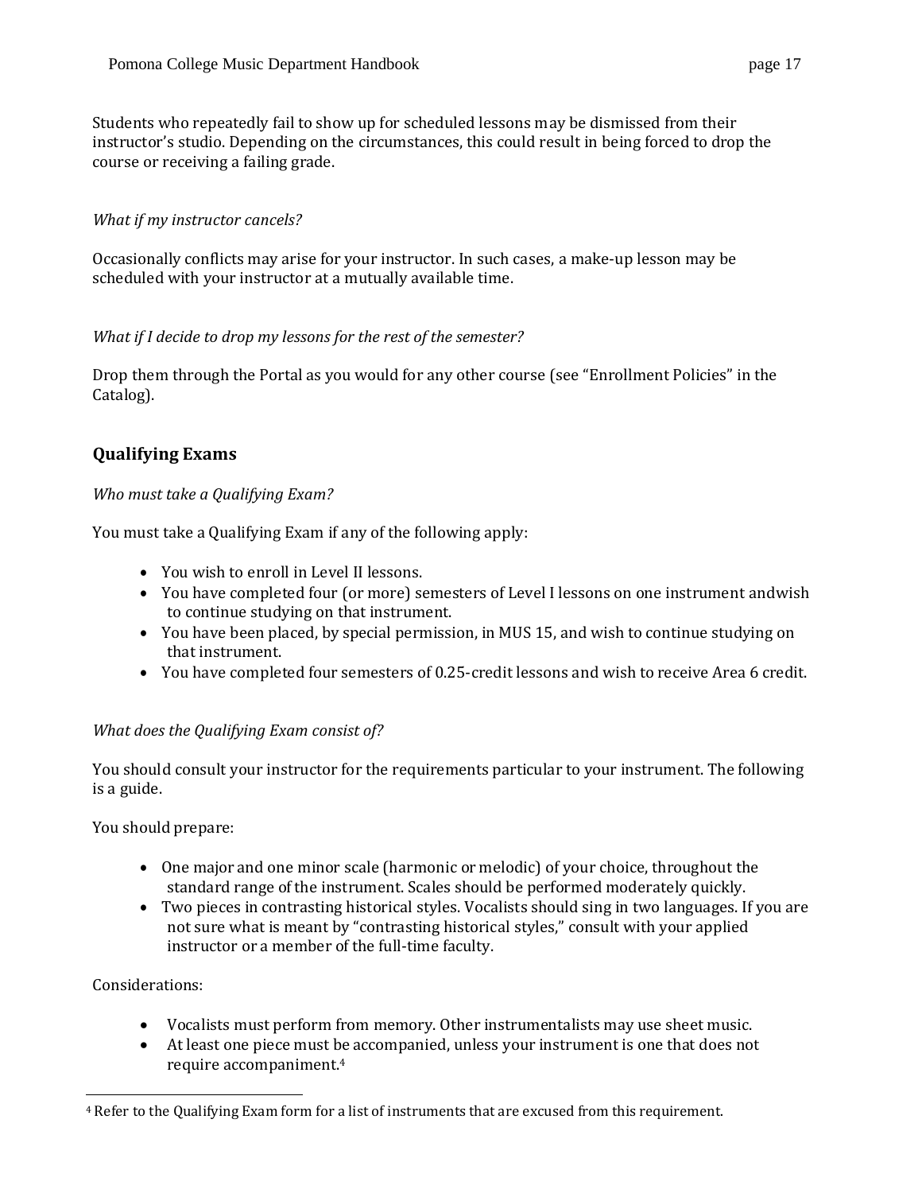Students who repeatedly fail to show up for scheduled lessons may be dismissed from their instructor's studio. Depending on the circumstances, this could result in being forced to drop the course or receiving a failing grade.

*What if my instructor cancels?*

Occasionally conflicts may arise for your instructor. In such cases, a make-up lesson may be scheduled with your instructor at a mutually available time.

*What if I decide to drop my lessons for the rest of the semester?*

Drop them through the Portal as you would for any other course (see "Enrollment Policies" in the Catalog).

## Qualifying Exams

*Who must take a Qualifying Exam?*

You must take a Qualifying Exam if any of the following apply:

- You wish to enroll in Level II lessons.
- You have completed four (or more) semesters of Level I lessons on one instrument andwish to continue studying on that instrument.
- You have been placed, by special permission, in MUS 15, and wish to continue studying on that instrument.
- You have completed four semesters of 0.25-credit lessons and wish to receive Area 6 credit.

*What does the Qualifying Exam consist of?*

You should consult your instructor for the requirements particular to your instrument. The following is a guide.

You should prepare:

- One major and one minor scale (harmonic or melodic) of your choice, throughout the standard range of the instrument. Scales should be performed moderately quickly.
- Two pieces in contrasting historical styles. Vocalists should sing in two languages. If you are not sure what is meant by "contrasting historical styles," consult with your applied instructor or a member of the full-time faculty.

Considerations:

- Vocalists must perform from memory. Other instrumentalists may use sheet music.
- At least one piece must be accompanied, unless your instrument is one that does not require accompaniment.[4]

[4] Refer to the Qualifying Exam form for a list of instruments that are excused from this requirement.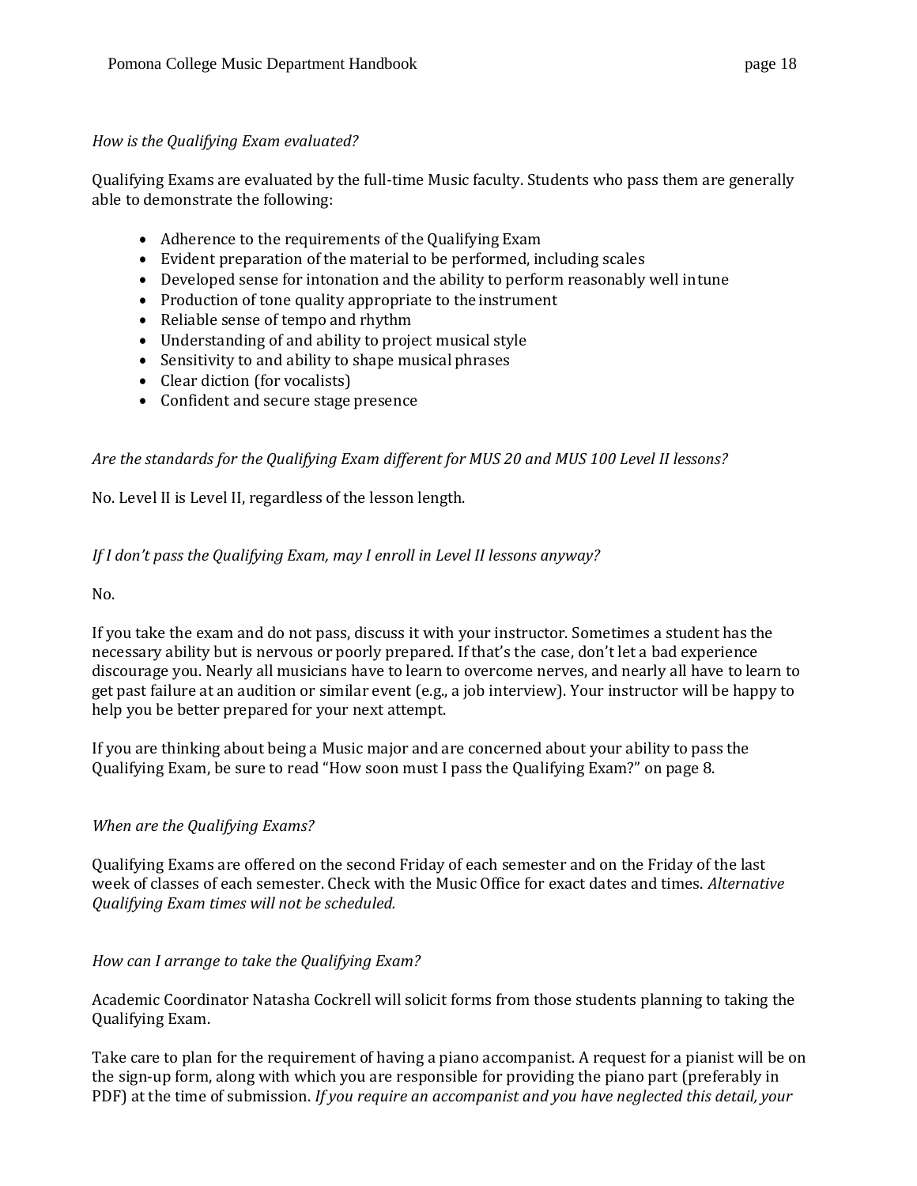*How is the Qualifying Exam evaluated?*

Qualifying Exams are evaluated by the full-time Music faculty. Students who pass them are generally able to demonstrate the following:

- Adherence to the requirements of the Qualifying Exam
- Evident preparation of the material to be performed, including scales
- Developed sense for intonation and the ability to perform reasonably well in tune
- Production of tone quality appropriate to the instrument
- Reliable sense of tempo and rhythm
- Understanding of and ability to project musical style
- Sensitivity to and ability to shape musical phrases
- Clear diction (for vocalists)
- Confident and secure stage presence

*Are the standards for the Qualifying Exam different for MUS 20 and MUS 100 Level II lessons?*

No. Level II is Level II, regardless of the lesson length.

*If I don't pass the Qualifying Exam, may I enroll in Level II lessons anyway?*

No.

If you take the exam and do not pass, discuss it with your instructor. Sometimes a student has the necessary ability but is nervous or poorly prepared. If that's the case, don't let a bad experience discourage you. Nearly all musicians have to learn to overcome nerves, and nearly all have to learn to get past failure at an audition or similar event (e.g., a job interview). Your instructor will be happy to help you be better prepared for your next attempt.

If you are thinking about being a Music major and are concerned about your ability to pass the Qualifying Exam, be sure to read "How soon must I pass the Qualifying Exam?" on page 8.

*When are the Qualifying Exams?*

Qualifying Exams are offered on the second Friday of each semester and on the Friday of the last week of classes of each semester. Check with the Music Office for exact dates and times. *Alternative Qualifying Exam times will not be scheduled.*

*How can I arrange to take the Qualifying Exam?*

Academic Coordinator Natasha Cockrell will solicit forms from those students planning to taking the Qualifying Exam.

Take care to plan for the requirement of having a piano accompanist. A request for a pianist will be on the sign-up form, along with which you are responsible for providing the piano part (preferably in PDF) at the time of submission. *If you require an accompanist and you have neglected this detail, your*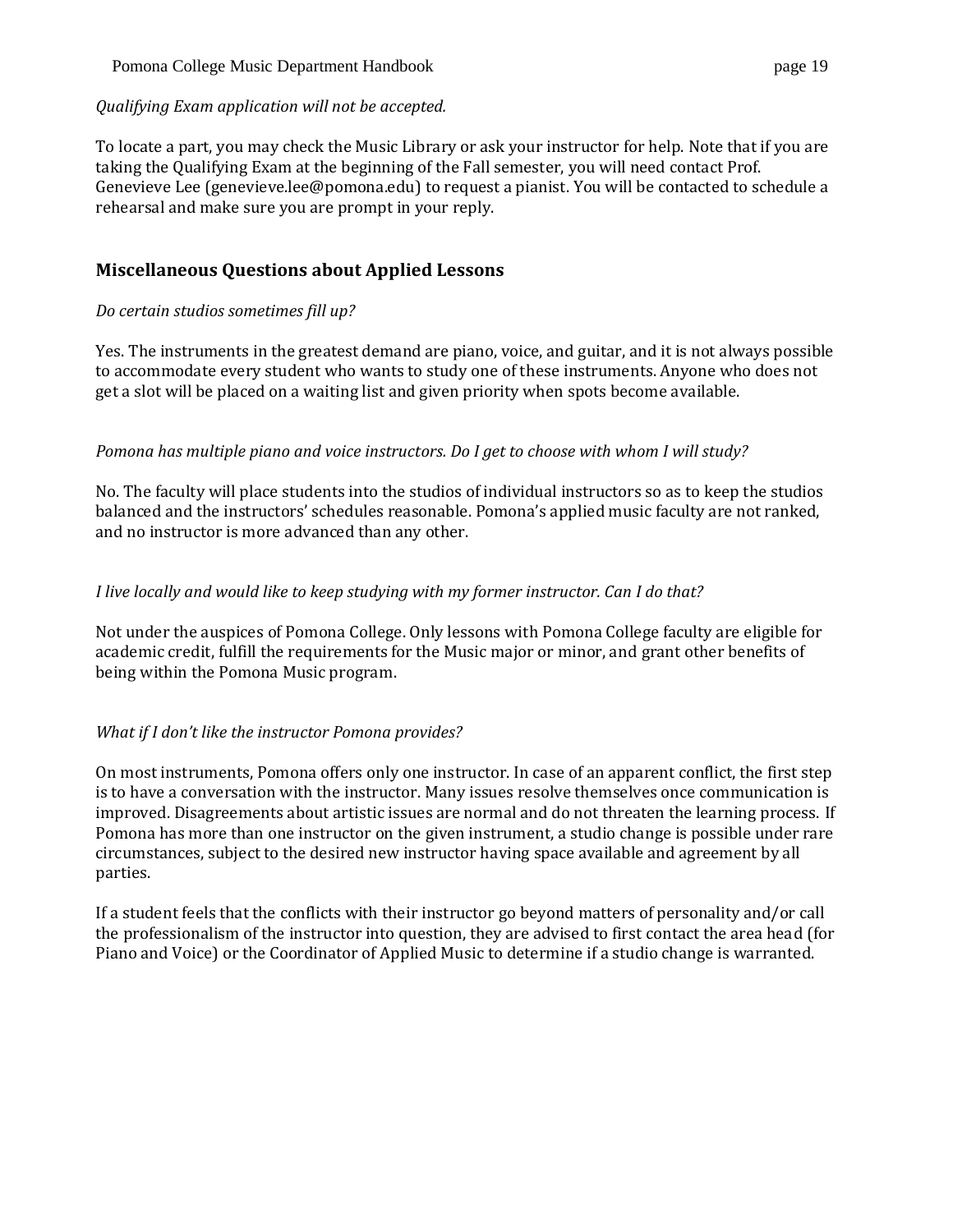*Qualifying Exam application will not be accepted.*

To locate a part, you may check the Music Library or ask your instructor for help. Note that if you are taking the Qualifying Exam at the beginning of the Fall semester, you will need contact Prof. Genevieve Lee (genevieve.lee@pomona.edu) to request a pianist. You will be contacted to schedule a rehearsal and make sure you are prompt in your reply.

## Miscellaneous Questions about Applied Lessons

*Do certain studios sometimes fill up?*

Yes. The instruments in the greatest demand are piano, voice, and guitar, and it is not always possible to accommodate every student who wants to study one of these instruments. Anyone who does not get a slot will be placed on a waiting list and given priority when spots become available.

*Pomona has multiple piano and voice instructors. Do I get to choose with whom I will study?*

No. The faculty will place students into the studios of individual instructors so as to keep the studios balanced and the instructors' schedules reasonable. Pomona's applied music faculty are not ranked, and no instructor is more advanced than any other.

*I live locally and would like to keep studying with my former instructor. Can I do that?*

Not under the auspices of Pomona College. Only lessons with Pomona College faculty are eligible for academic credit, fulfill the requirements for the Music major or minor, and grant other benefits of being within the Pomona Music program.

*What if I don't like the instructor Pomona provides?*

On most instruments, Pomona offers only one instructor. In case of an apparent conflict, the first step is to have a conversation with the instructor. Many issues resolve themselves once communication is improved. Disagreements about artistic issues are normal and do not threaten the learning process. If Pomona has more than one instructor on the given instrument, a studio change is possible under rare circumstances, subject to the desired new instructor having space available and agreement by all parties.

If a student feels that the conflicts with their instructor go beyond matters of personality and/or call the professionalism of the instructor into question, they are advised to first contact the area head (for Piano and Voice) or the Coordinator of Applied Music to determine if a studio change is warranted.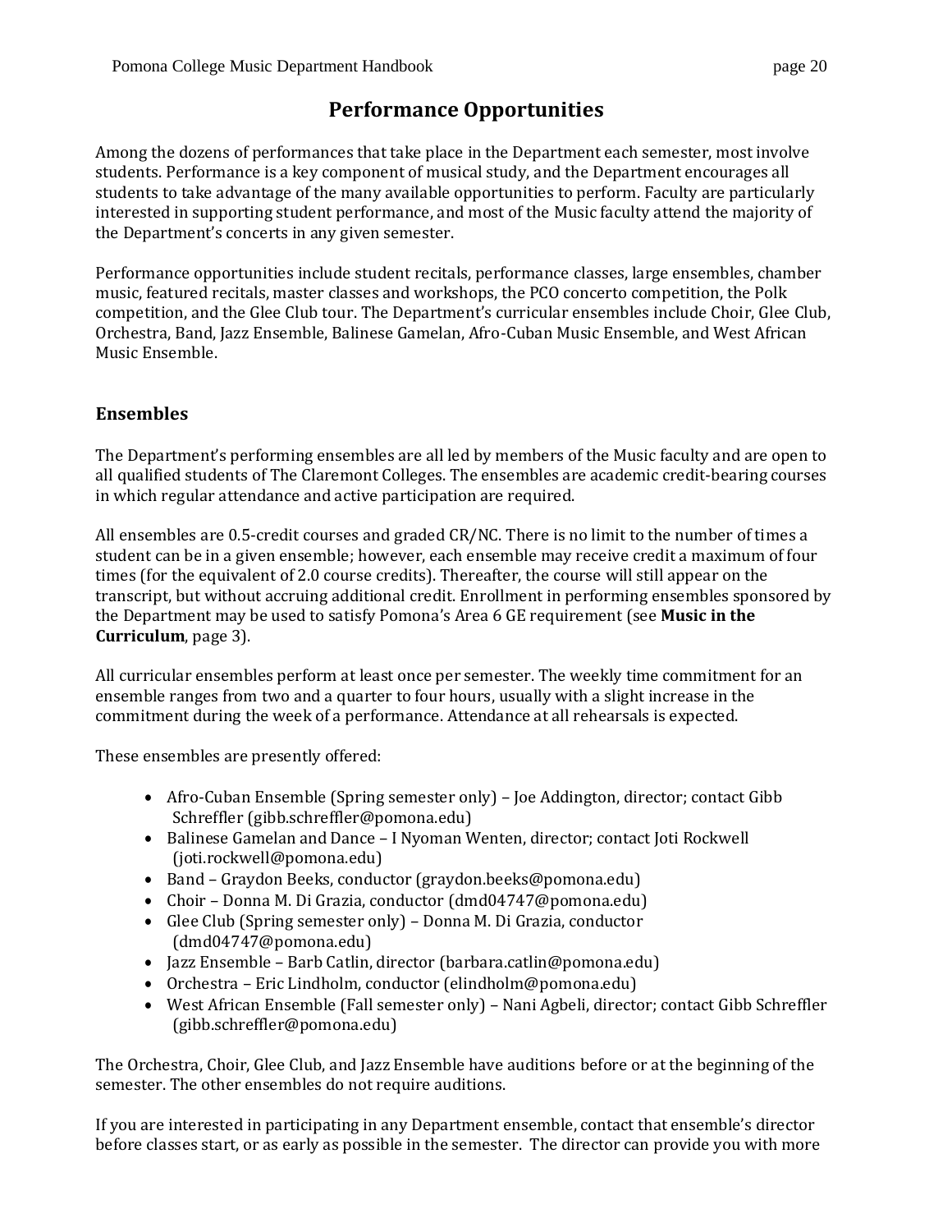# Performance Opportunities

Among the dozens of performances that take place in the Department each semester, most involve students. Performance is a key component of musical study, and the Department encourages all students to take advantage of the many available opportunities to perform. Faculty are particularly interested in supporting student performance, and most of the Music faculty attend the majority of the Department's concerts in any given semester.

Performance opportunities include student recitals, performance classes, large ensembles, chamber music, featured recitals, master classes and workshops, the PCO concerto competition, the Polk competition, and the Glee Club tour. The Department's curricular ensembles include Choir, Glee Club, Orchestra, Band, Jazz Ensemble, Balinese Gamelan, Afro-Cuban Music Ensemble, and West African Music Ensemble.

## Ensembles

The Department's performing ensembles are all led by members of the Music faculty and are open to all qualified students of The Claremont Colleges. The ensembles are academic credit-bearing courses in which regular attendance and active participation are required.

All ensembles are 0.5-credit courses and graded CR/NC. There is no limit to the number of times a student can be in a given ensemble; however, each ensemble may receive credit a maximum of four times (for the equivalent of 2.0 course credits). Thereafter, the course will still appear on the transcript, but without accruing additional credit. Enrollment in performing ensembles sponsored by the Department may be used to satisfy Pomona's Area 6 GE requirement (see **Music in the Curriculum**, page 3).

All curricular ensembles perform at least once per semester. The weekly time commitment for an ensemble ranges from two and a quarter to four hours, usually with a slight increase in the commitment during the week of a performance. Attendance at all rehearsals is expected.

These ensembles are presently offered:

- Afro-Cuban Ensemble (Spring semester only) – Joe Addington, director; contact Gibb Schreffler (gibb.schreffler@pomona.edu)
- Balinese Gamelan and Dance – I Nyoman Wenten, director; contact Joti Rockwell (joti.rockwell@pomona.edu)
- Band – Graydon Beeks, conductor (graydon.beeks@pomona.edu)
- Choir – Donna M. Di Grazia, conductor (dmd04747@pomona.edu)
- Glee Club (Spring semester only) – Donna M. Di Grazia, conductor (dmd04747@pomona.edu)
- Jazz Ensemble – Barb Catlin, director (barbara.catlin@pomona.edu)
- Orchestra – Eric Lindholm, conductor (elindholm@pomona.edu)
- West African Ensemble (Fall semester only) – Nani Agbeli, director; contact Gibb Schreffler (gibb.schreffler@pomona.edu)

The Orchestra, Choir, Glee Club, and Jazz Ensemble have auditions before or at the beginning of the semester. The other ensembles do not require auditions.

If you are interested in participating in any Department ensemble, contact that ensemble's director before classes start, or as early as possible in the semester. The director can provide you with more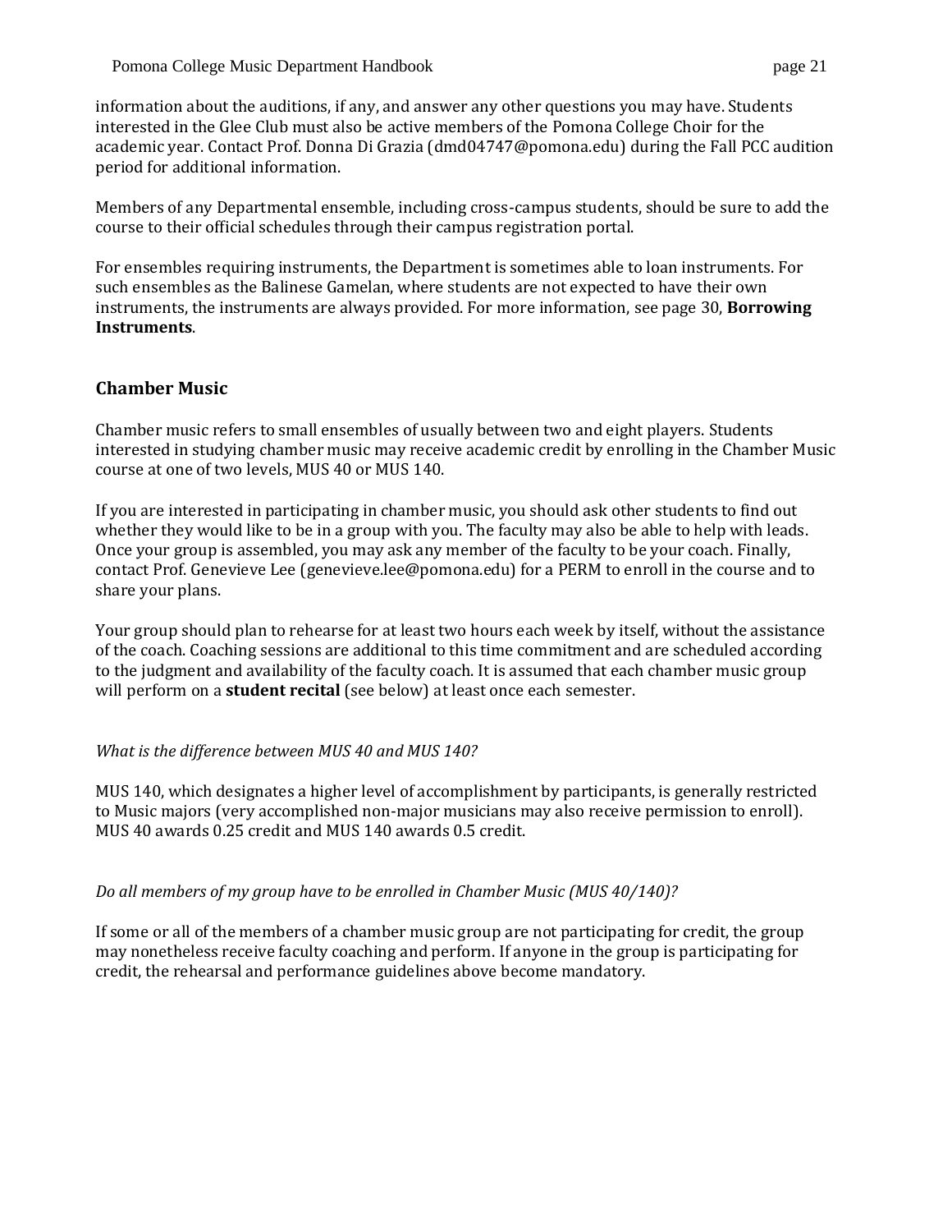information about the auditions, if any, and answer any other questions you may have. Students interested in the Glee Club must also be active members of the Pomona College Choir for the academic year. Contact Prof. Donna Di Grazia (dmd04747@pomona.edu) during the Fall PCC audition period for additional information.

Members of any Departmental ensemble, including cross-campus students, should be sure to add the course to their official schedules through their campus registration portal.

For ensembles requiring instruments, the Department is sometimes able to loan instruments. For such ensembles as the Balinese Gamelan, where students are not expected to have their own instruments, the instruments are always provided. For more information, see page 30, **Borrowing Instruments**.

## Chamber Music

Chamber music refers to small ensembles of usually between two and eight players. Students interested in studying chamber music may receive academic credit by enrolling in the Chamber Music course at one of two levels, MUS 40 or MUS 140.

If you are interested in participating in chamber music, you should ask other students to find out whether they would like to be in a group with you. The faculty may also be able to help with leads. Once your group is assembled, you may ask any member of the faculty to be your coach. Finally, contact Prof. Genevieve Lee (genevieve.lee@pomona.edu) for a PERM to enroll in the course and to share your plans.

Your group should plan to rehearse for at least two hours each week by itself, without the assistance of the coach. Coaching sessions are additional to this time commitment and are scheduled according to the judgment and availability of the faculty coach. It is assumed that each chamber music group will perform on a **student recital** (see below) at least once each semester.

*What is the difference between MUS 40 and MUS 140?*

MUS 140, which designates a higher level of accomplishment by participants, is generally restricted to Music majors (very accomplished non-major musicians may also receive permission to enroll). MUS 40 awards 0.25 credit and MUS 140 awards 0.5 credit.

*Do all members of my group have to be enrolled in Chamber Music (MUS 40/140)?*

If some or all of the members of a chamber music group are not participating for credit, the group may nonetheless receive faculty coaching and perform. If anyone in the group is participating for credit, the rehearsal and performance guidelines above become mandatory.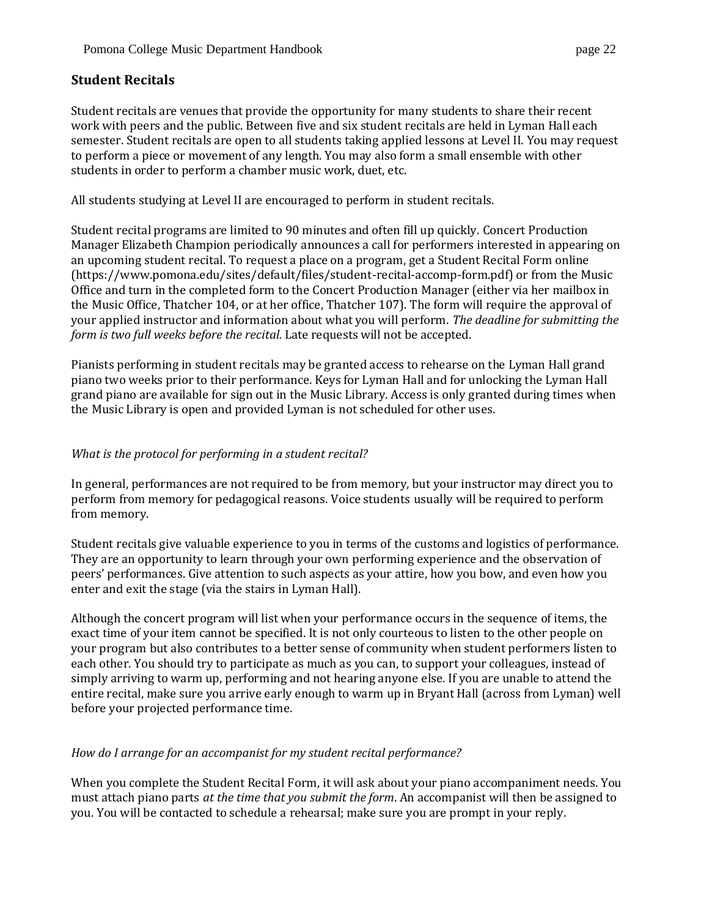## Student Recitals

Student recitals are venues that provide the opportunity for many students to share their recent work with peers and the public. Between five and six student recitals are held in Lyman Hall each semester. Student recitals are open to all students taking applied lessons at Level II. You may request to perform a piece or movement of any length. You may also form a small ensemble with other students in order to perform a chamber music work, duet, etc.

All students studying at Level II are encouraged to perform in student recitals.

Student recital programs are limited to 90 minutes and often fill up quickly. Concert Production Manager Elizabeth Champion periodically announces a call for performers interested in appearing on an upcoming student recital. To request a place on a program, get a Student Recital Form online (https://www.pomona.edu/sites/default/files/student-recital-accomp-form.pdf) or from the Music Office and turn in the completed form to the Concert Production Manager (either via her mailbox in the Music Office, Thatcher 104, or at her office, Thatcher 107). The form will require the approval of your applied instructor and information about what you will perform. *The deadline for submitting the form is two full weeks before the recital.* Late requests will not be accepted.

Pianists performing in student recitals may be granted access to rehearse on the Lyman Hall grand piano two weeks prior to their performance. Keys for Lyman Hall and for unlocking the Lyman Hall grand piano are available for sign out in the Music Library. Access is only granted during times when the Music Library is open and provided Lyman is not scheduled for other uses.

*What is the protocol for performing in a student recital?*

In general, performances are not required to be from memory, but your instructor may direct you to perform from memory for pedagogical reasons. Voice students usually will be required to perform from memory.

Student recitals give valuable experience to you in terms of the customs and logistics of performance. They are an opportunity to learn through your own performing experience and the observation of peers' performances. Give attention to such aspects as your attire, how you bow, and even how you enter and exit the stage (via the stairs in Lyman Hall).

Although the concert program will list when your performance occurs in the sequence of items, the exact time of your item cannot be specified. It is not only courteous to listen to the other people on your program but also contributes to a better sense of community when student performers listen to each other. You should try to participate as much as you can, to support your colleagues, instead of simply arriving to warm up, performing and not hearing anyone else. If you are unable to attend the entire recital, make sure you arrive early enough to warm up in Bryant Hall (across from Lyman) well before your projected performance time.

*How do I arrange for an accompanist for my student recital performance?*

When you complete the Student Recital Form, it will ask about your piano accompaniment needs. You must attach piano parts *at the time that you submit the form*. An accompanist will then be assigned to you. You will be contacted to schedule a rehearsal; make sure you are prompt in your reply.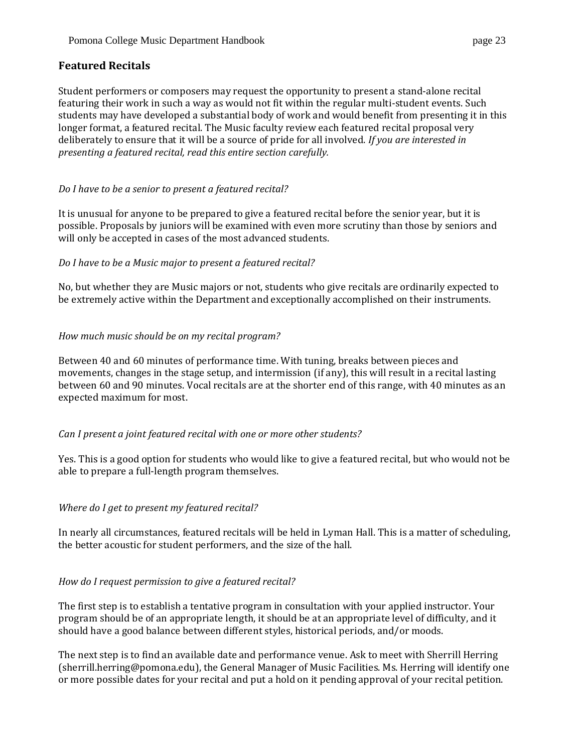## Featured Recitals

Student performers or composers may request the opportunity to present a stand-alone recital featuring their work in such a way as would not fit within the regular multi-student events. Such students may have developed a substantial body of work and would benefit from presenting it in this longer format, a featured recital. The Music faculty review each featured recital proposal very deliberately to ensure that it will be a source of pride for all involved. *If you are interested in presenting a featured recital, read this entire section carefully.*

*Do I have to be a senior to present a featured recital?*

It is unusual for anyone to be prepared to give a featured recital before the senior year, but it is possible. Proposals by juniors will be examined with even more scrutiny than those by seniors and will only be accepted in cases of the most advanced students.

*Do I have to be a Music major to present a featured recital?*

No, but whether they are Music majors or not, students who give recitals are ordinarily expected to be extremely active within the Department and exceptionally accomplished on their instruments.

*How much music should be on my recital program?*

Between 40 and 60 minutes of performance time. With tuning, breaks between pieces and movements, changes in the stage setup, and intermission (if any), this will result in a recital lasting between 60 and 90 minutes. Vocal recitals are at the shorter end of this range, with 40 minutes as an expected maximum for most.

*Can I present a joint featured recital with one or more other students?*

Yes. This is a good option for students who would like to give a featured recital, but who would not be able to prepare a full-length program themselves.

*Where do I get to present my featured recital?*

In nearly all circumstances, featured recitals will be held in Lyman Hall. This is a matter of scheduling, the better acoustic for student performers, and the size of the hall.

*How do I request permission to give a featured recital?*

The first step is to establish a tentative program in consultation with your applied instructor. Your program should be of an appropriate length, it should be at an appropriate level of difficulty, and it should have a good balance between different styles, historical periods, and/or moods.

The next step is to find an available date and performance venue. Ask to meet with Sherrill Herring (sherrill.herring@pomona.edu), the General Manager of Music Facilities. Ms. Herring will identify one or more possible dates for your recital and put a hold on it pending approval of your recital petition.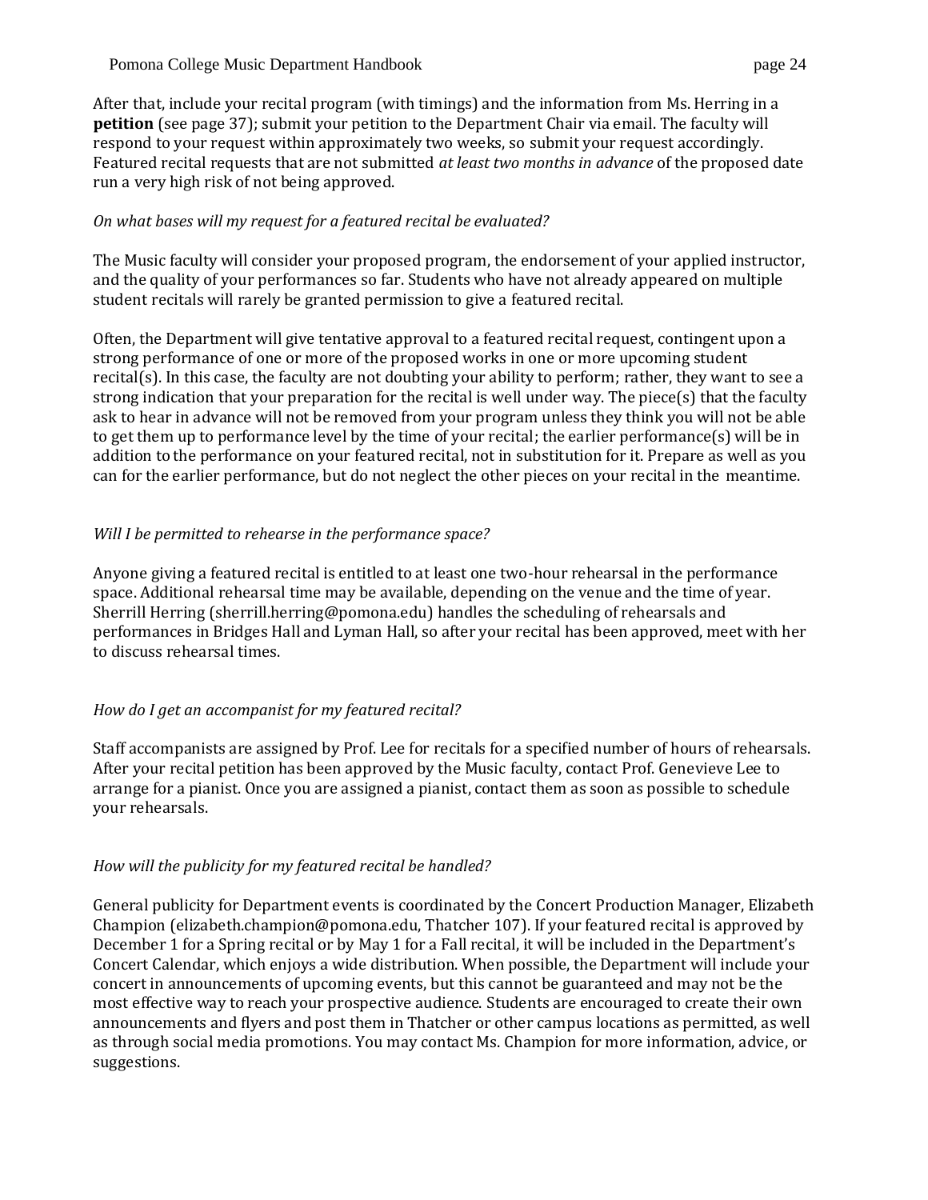After that, include your recital program (with timings) and the information from Ms. Herring in a **petition** (see page 37); submit your petition to the Department Chair via email. The faculty will respond to your request within approximately two weeks, so submit your request accordingly. Featured recital requests that are not submitted *at least two months in advance* of the proposed date run a very high risk of not being approved.

*On what bases will my request for a featured recital be evaluated?*

The Music faculty will consider your proposed program, the endorsement of your applied instructor, and the quality of your performances so far. Students who have not already appeared on multiple student recitals will rarely be granted permission to give a featured recital.

Often, the Department will give tentative approval to a featured recital request, contingent upon a strong performance of one or more of the proposed works in one or more upcoming student recital(s). In this case, the faculty are not doubting your ability to perform; rather, they want to see a strong indication that your preparation for the recital is well under way. The piece(s) that the faculty ask to hear in advance will not be removed from your program unless they think you will not be able to get them up to performance level by the time of your recital; the earlier performance(s) will be in addition to the performance on your featured recital, not in substitution for it. Prepare as well as you can for the earlier performance, but do not neglect the other pieces on your recital in the meantime.

*Will I be permitted to rehearse in the performance space?*

Anyone giving a featured recital is entitled to at least one two-hour rehearsal in the performance space. Additional rehearsal time may be available, depending on the venue and the time of year. Sherrill Herring (sherrill.herring@pomona.edu) handles the scheduling of rehearsals and performances in Bridges Hall and Lyman Hall, so after your recital has been approved, meet with her to discuss rehearsal times.

*How do I get an accompanist for my featured recital?*

Staff accompanists are assigned by Prof. Lee for recitals for a specified number of hours of rehearsals. After your recital petition has been approved by the Music faculty, contact Prof. Genevieve Lee to arrange for a pianist. Once you are assigned a pianist, contact them as soon as possible to schedule your rehearsals.

*How will the publicity for my featured recital be handled?*

General publicity for Department events is coordinated by the Concert Production Manager, Elizabeth Champion (elizabeth.champion@pomona.edu, Thatcher 107). If your featured recital is approved by December 1 for a Spring recital or by May 1 for a Fall recital, it will be included in the Department's Concert Calendar, which enjoys a wide distribution. When possible, the Department will include your concert in announcements of upcoming events, but this cannot be guaranteed and may not be the most effective way to reach your prospective audience. Students are encouraged to create their own announcements and flyers and post them in Thatcher or other campus locations as permitted, as well as through social media promotions. You may contact Ms. Champion for more information, advice, or suggestions.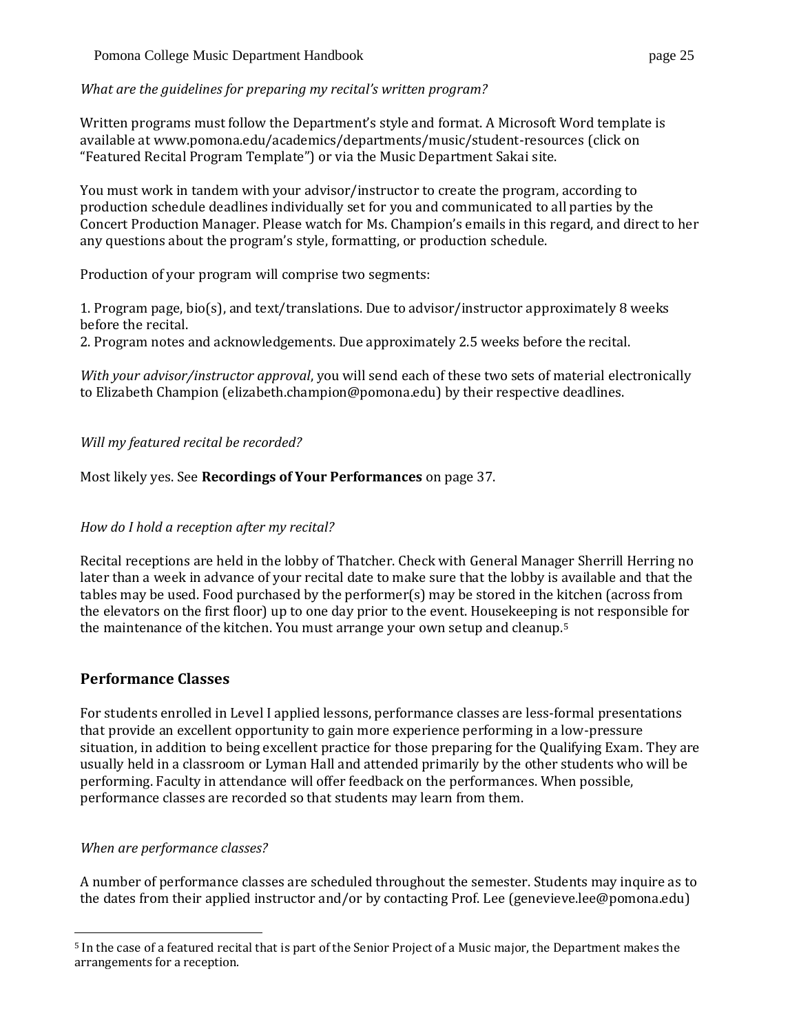*What are the guidelines for preparing my recital's written program?*

Written programs must follow the Department's style and format. A Microsoft Word template is available at www.pomona.edu/academics/departments/music/student-resources (click on "Featured Recital Program Template") or via the Music Department Sakai site.

You must work in tandem with your advisor/instructor to create the program, according to production schedule deadlines individually set for you and communicated to all parties by the Concert Production Manager. Please watch for Ms. Champion's emails in this regard, and direct to her any questions about the program's style, formatting, or production schedule.

Production of your program will comprise two segments:

1. Program page, bio(s), and text/translations. Due to advisor/instructor approximately 8 weeks before the recital.
2. Program notes and acknowledgements. Due approximately 2.5 weeks before the recital.

*With your advisor/instructor approval*, you will send each of these two sets of material electronically to Elizabeth Champion (elizabeth.champion@pomona.edu) by their respective deadlines.

*Will my featured recital be recorded?*

Most likely yes. See **Recordings of Your Performances** on page 37.

*How do I hold a reception after my recital?*

Recital receptions are held in the lobby of Thatcher. Check with General Manager Sherrill Herring no later than a week in advance of your recital date to make sure that the lobby is available and that the tables may be used. Food purchased by the performer(s) may be stored in the kitchen (across from the elevators on the first floor) up to one day prior to the event. Housekeeping is not responsible for the maintenance of the kitchen. You must arrange your own setup and cleanup.[5]

## Performance Classes

For students enrolled in Level I applied lessons, performance classes are less-formal presentations that provide an excellent opportunity to gain more experience performing in a low-pressure situation, in addition to being excellent practice for those preparing for the Qualifying Exam. They are usually held in a classroom or Lyman Hall and attended primarily by the other students who will be performing. Faculty in attendance will offer feedback on the performances. When possible, performance classes are recorded so that students may learn from them.

*When are performance classes?*

A number of performance classes are scheduled throughout the semester. Students may inquire as to the dates from their applied instructor and/or by contacting Prof. Lee (genevieve.lee@pomona.edu)

---

[5] In the case of a featured recital that is part of the Senior Project of a Music major, the Department makes the arrangements for a reception.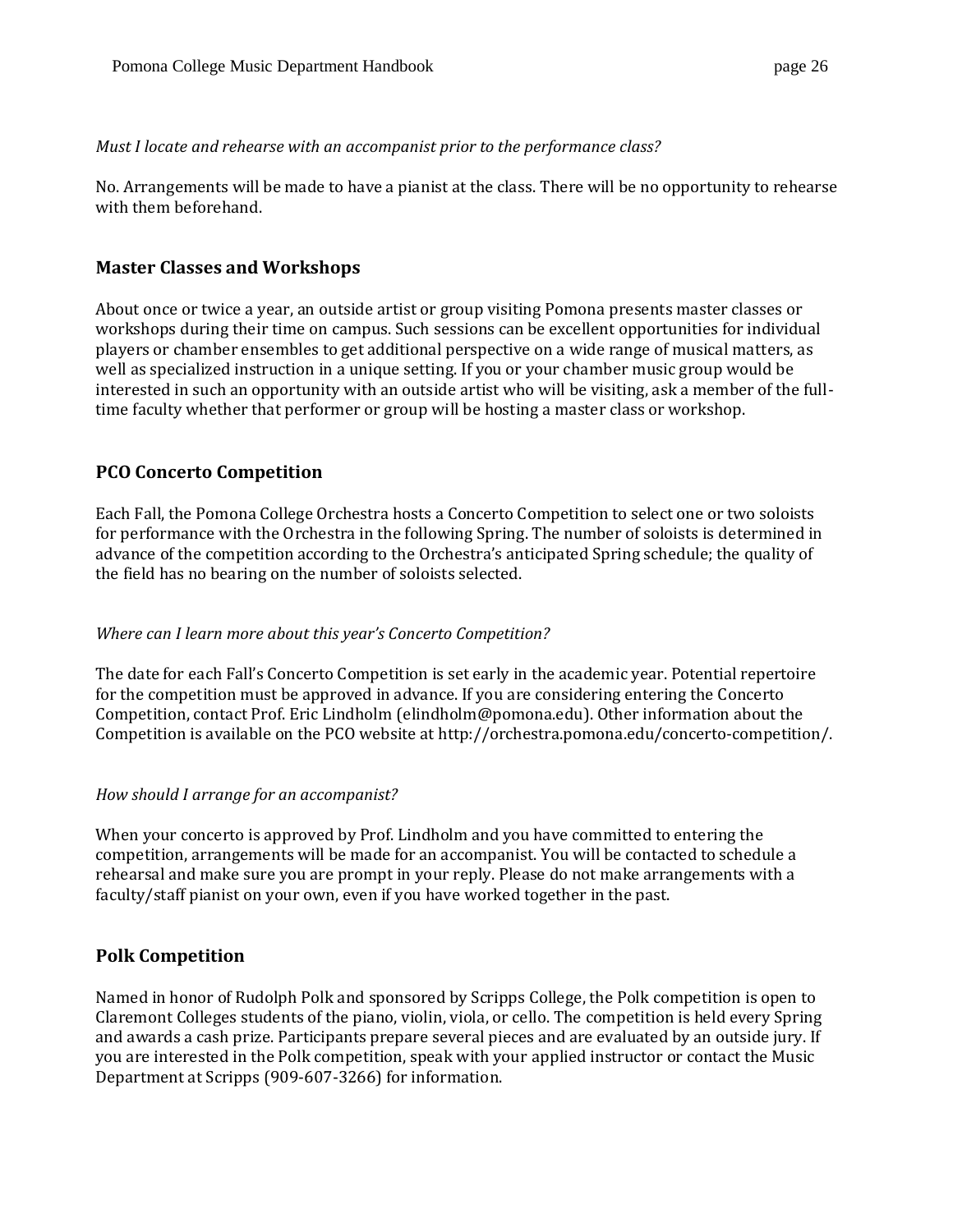*Must I locate and rehearse with an accompanist prior to the performance class?*

No. Arrangements will be made to have a pianist at the class. There will be no opportunity to rehearse with them beforehand.

## Master Classes and Workshops

About once or twice a year, an outside artist or group visiting Pomona presents master classes or workshops during their time on campus. Such sessions can be excellent opportunities for individual players or chamber ensembles to get additional perspective on a wide range of musical matters, as well as specialized instruction in a unique setting. If you or your chamber music group would be interested in such an opportunity with an outside artist who will be visiting, ask a member of the full-time faculty whether that performer or group will be hosting a master class or workshop.

## PCO Concerto Competition

Each Fall, the Pomona College Orchestra hosts a Concerto Competition to select one or two soloists for performance with the Orchestra in the following Spring. The number of soloists is determined in advance of the competition according to the Orchestra's anticipated Spring schedule; the quality of the field has no bearing on the number of soloists selected.

*Where can I learn more about this year's Concerto Competition?*

The date for each Fall's Concerto Competition is set early in the academic year. Potential repertoire for the competition must be approved in advance. If you are considering entering the Concerto Competition, contact Prof. Eric Lindholm (elindholm@pomona.edu). Other information about the Competition is available on the PCO website at http://orchestra.pomona.edu/concerto-competition/.

*How should I arrange for an accompanist?*

When your concerto is approved by Prof. Lindholm and you have committed to entering the competition, arrangements will be made for an accompanist. You will be contacted to schedule a rehearsal and make sure you are prompt in your reply. Please do not make arrangements with a faculty/staff pianist on your own, even if you have worked together in the past.

## Polk Competition

Named in honor of Rudolph Polk and sponsored by Scripps College, the Polk competition is open to Claremont Colleges students of the piano, violin, viola, or cello. The competition is held every Spring and awards a cash prize. Participants prepare several pieces and are evaluated by an outside jury. If you are interested in the Polk competition, speak with your applied instructor or contact the Music Department at Scripps (909-607-3266) for information.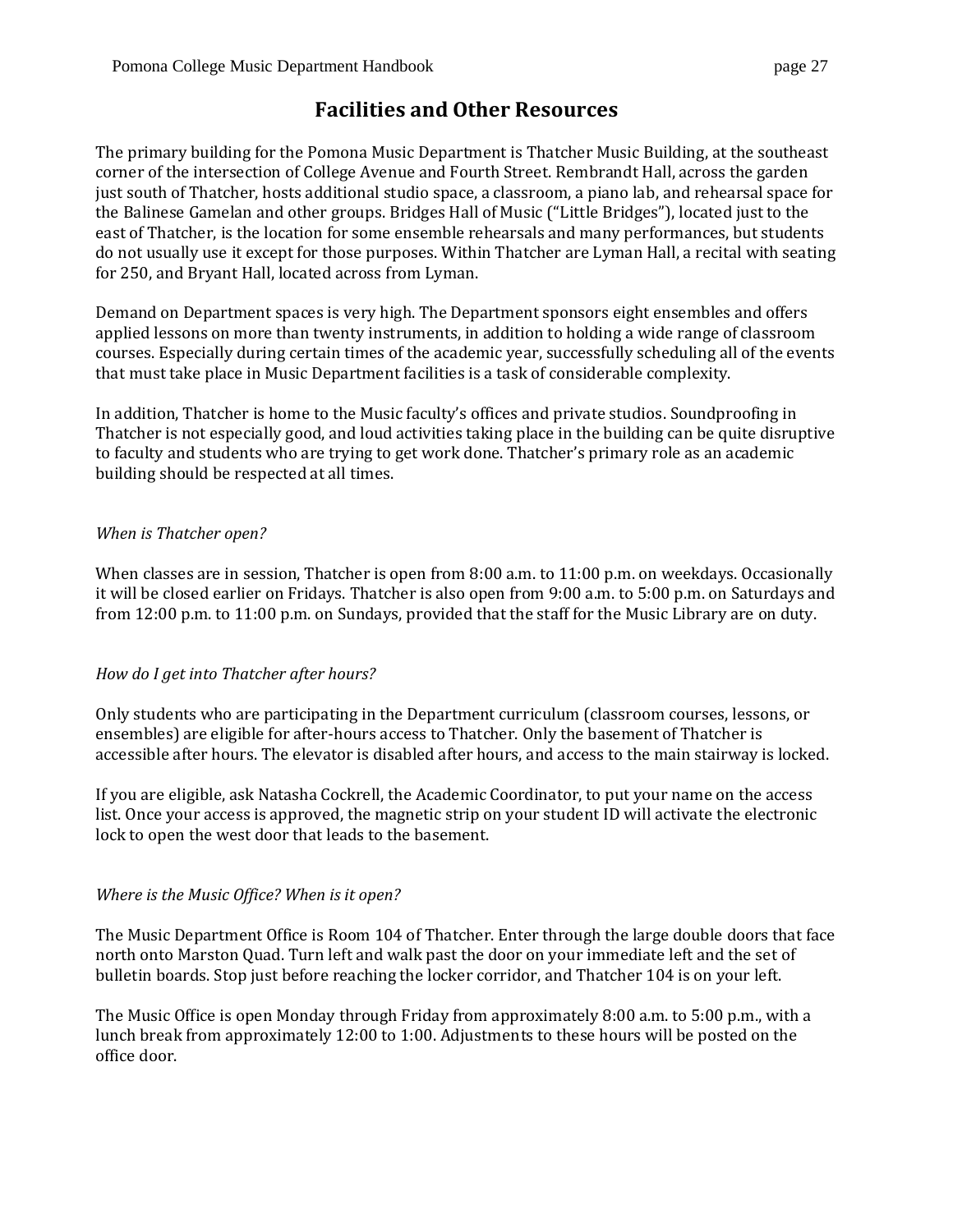# Facilities and Other Resources

The primary building for the Pomona Music Department is Thatcher Music Building, at the southeast corner of the intersection of College Avenue and Fourth Street. Rembrandt Hall, across the garden just south of Thatcher, hosts additional studio space, a classroom, a piano lab, and rehearsal space for the Balinese Gamelan and other groups. Bridges Hall of Music ("Little Bridges"), located just to the east of Thatcher, is the location for some ensemble rehearsals and many performances, but students do not usually use it except for those purposes. Within Thatcher are Lyman Hall, a recital with seating for 250, and Bryant Hall, located across from Lyman.

Demand on Department spaces is very high. The Department sponsors eight ensembles and offers applied lessons on more than twenty instruments, in addition to holding a wide range of classroom courses. Especially during certain times of the academic year, successfully scheduling all of the events that must take place in Music Department facilities is a task of considerable complexity.

In addition, Thatcher is home to the Music faculty's offices and private studios. Soundproofing in Thatcher is not especially good, and loud activities taking place in the building can be quite disruptive to faculty and students who are trying to get work done. Thatcher's primary role as an academic building should be respected at all times.

*When is Thatcher open?*

When classes are in session, Thatcher is open from 8:00 a.m. to 11:00 p.m. on weekdays. Occasionally it will be closed earlier on Fridays. Thatcher is also open from 9:00 a.m. to 5:00 p.m. on Saturdays and from 12:00 p.m. to 11:00 p.m. on Sundays, provided that the staff for the Music Library are on duty.

*How do I get into Thatcher after hours?*

Only students who are participating in the Department curriculum (classroom courses, lessons, or ensembles) are eligible for after-hours access to Thatcher. Only the basement of Thatcher is accessible after hours. The elevator is disabled after hours, and access to the main stairway is locked.

If you are eligible, ask Natasha Cockrell, the Academic Coordinator, to put your name on the access list. Once your access is approved, the magnetic strip on your student ID will activate the electronic lock to open the west door that leads to the basement.

*Where is the Music Office? When is it open?*

The Music Department Office is Room 104 of Thatcher. Enter through the large double doors that face north onto Marston Quad. Turn left and walk past the door on your immediate left and the set of bulletin boards. Stop just before reaching the locker corridor, and Thatcher 104 is on your left.

The Music Office is open Monday through Friday from approximately 8:00 a.m. to 5:00 p.m., with a lunch break from approximately 12:00 to 1:00. Adjustments to these hours will be posted on the office door.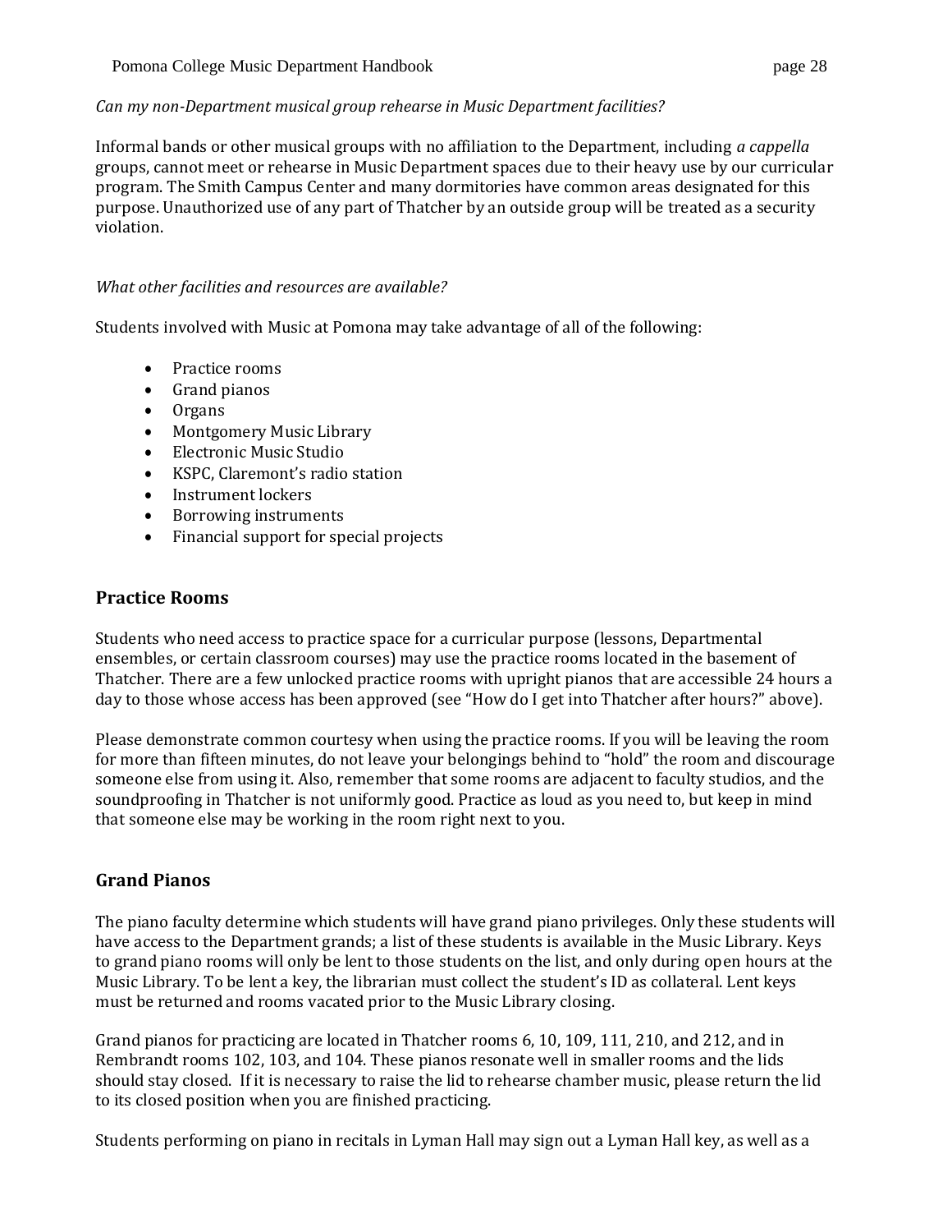*Can my non-Department musical group rehearse in Music Department facilities?*

Informal bands or other musical groups with no affiliation to the Department, including *a cappella* groups, cannot meet or rehearse in Music Department spaces due to their heavy use by our curricular program. The Smith Campus Center and many dormitories have common areas designated for this purpose. Unauthorized use of any part of Thatcher by an outside group will be treated as a security violation.

*What other facilities and resources are available?*

Students involved with Music at Pomona may take advantage of all of the following:

- Practice rooms
- Grand pianos
- Organs
- Montgomery Music Library
- Electronic Music Studio
- KSPC, Claremont's radio station
- Instrument lockers
- Borrowing instruments
- Financial support for special projects

## Practice Rooms

Students who need access to practice space for a curricular purpose (lessons, Departmental ensembles, or certain classroom courses) may use the practice rooms located in the basement of Thatcher. There are a few unlocked practice rooms with upright pianos that are accessible 24 hours a day to those whose access has been approved (see "How do I get into Thatcher after hours?" above).

Please demonstrate common courtesy when using the practice rooms. If you will be leaving the room for more than fifteen minutes, do not leave your belongings behind to "hold" the room and discourage someone else from using it. Also, remember that some rooms are adjacent to faculty studios, and the soundproofing in Thatcher is not uniformly good. Practice as loud as you need to, but keep in mind that someone else may be working in the room right next to you.

## Grand Pianos

The piano faculty determine which students will have grand piano privileges. Only these students will have access to the Department grands; a list of these students is available in the Music Library. Keys to grand piano rooms will only be lent to those students on the list, and only during open hours at the Music Library. To be lent a key, the librarian must collect the student's ID as collateral. Lent keys must be returned and rooms vacated prior to the Music Library closing.

Grand pianos for practicing are located in Thatcher rooms 6, 10, 109, 111, 210, and 212, and in Rembrandt rooms 102, 103, and 104. These pianos resonate well in smaller rooms and the lids should stay closed. If it is necessary to raise the lid to rehearse chamber music, please return the lid to its closed position when you are finished practicing.

Students performing on piano in recitals in Lyman Hall may sign out a Lyman Hall key, as well as a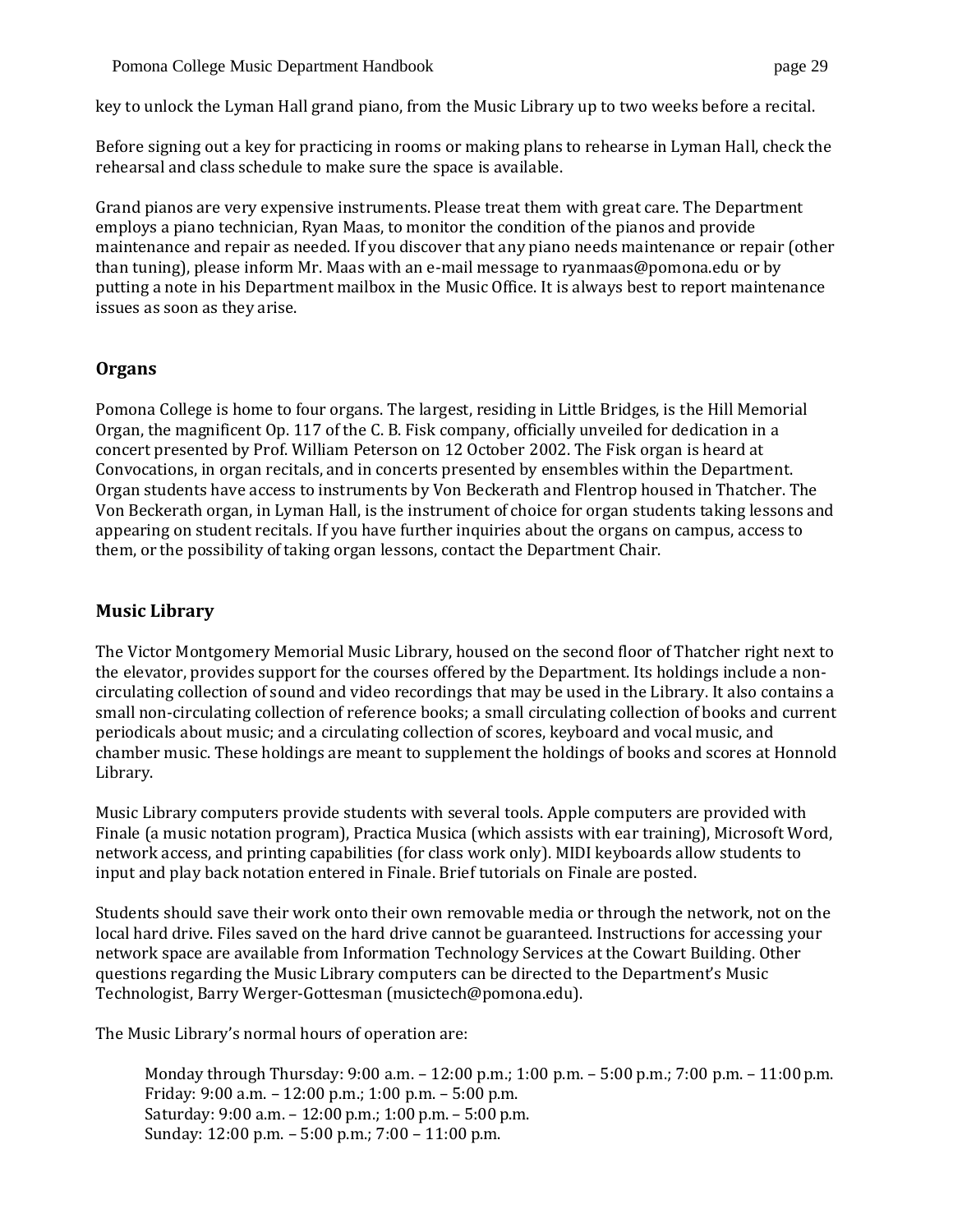key to unlock the Lyman Hall grand piano, from the Music Library up to two weeks before a recital.

Before signing out a key for practicing in rooms or making plans to rehearse in Lyman Hall, check the rehearsal and class schedule to make sure the space is available.

Grand pianos are very expensive instruments. Please treat them with great care. The Department employs a piano technician, Ryan Maas, to monitor the condition of the pianos and provide maintenance and repair as needed. If you discover that any piano needs maintenance or repair (other than tuning), please inform Mr. Maas with an e-mail message to ryanmaas@pomona.edu or by putting a note in his Department mailbox in the Music Office. It is always best to report maintenance issues as soon as they arise.

## Organs

Pomona College is home to four organs. The largest, residing in Little Bridges, is the Hill Memorial Organ, the magnificent Op. 117 of the C. B. Fisk company, officially unveiled for dedication in a concert presented by Prof. William Peterson on 12 October 2002. The Fisk organ is heard at Convocations, in organ recitals, and in concerts presented by ensembles within the Department. Organ students have access to instruments by Von Beckerath and Flentrop housed in Thatcher. The Von Beckerath organ, in Lyman Hall, is the instrument of choice for organ students taking lessons and appearing on student recitals. If you have further inquiries about the organs on campus, access to them, or the possibility of taking organ lessons, contact the Department Chair.

## Music Library

The Victor Montgomery Memorial Music Library, housed on the second floor of Thatcher right next to the elevator, provides support for the courses offered by the Department. Its holdings include a non-circulating collection of sound and video recordings that may be used in the Library. It also contains a small non-circulating collection of reference books; a small circulating collection of books and current periodicals about music; and a circulating collection of scores, keyboard and vocal music, and chamber music. These holdings are meant to supplement the holdings of books and scores at Honnold Library.

Music Library computers provide students with several tools. Apple computers are provided with Finale (a music notation program), Practica Musica (which assists with ear training), Microsoft Word, network access, and printing capabilities (for class work only). MIDI keyboards allow students to input and play back notation entered in Finale. Brief tutorials on Finale are posted.

Students should save their work onto their own removable media or through the network, not on the local hard drive. Files saved on the hard drive cannot be guaranteed. Instructions for accessing your network space are available from Information Technology Services at the Cowart Building. Other questions regarding the Music Library computers can be directed to the Department's Music Technologist, Barry Werger-Gottesman (musictech@pomona.edu).

The Music Library's normal hours of operation are:

Monday through Thursday: 9:00 a.m. – 12:00 p.m.; 1:00 p.m. – 5:00 p.m.; 7:00 p.m. – 11:00 p.m.
Friday: 9:00 a.m. – 12:00 p.m.; 1:00 p.m. – 5:00 p.m.
Saturday: 9:00 a.m. – 12:00 p.m.; 1:00 p.m. – 5:00 p.m.
Sunday: 12:00 p.m. – 5:00 p.m.; 7:00 – 11:00 p.m.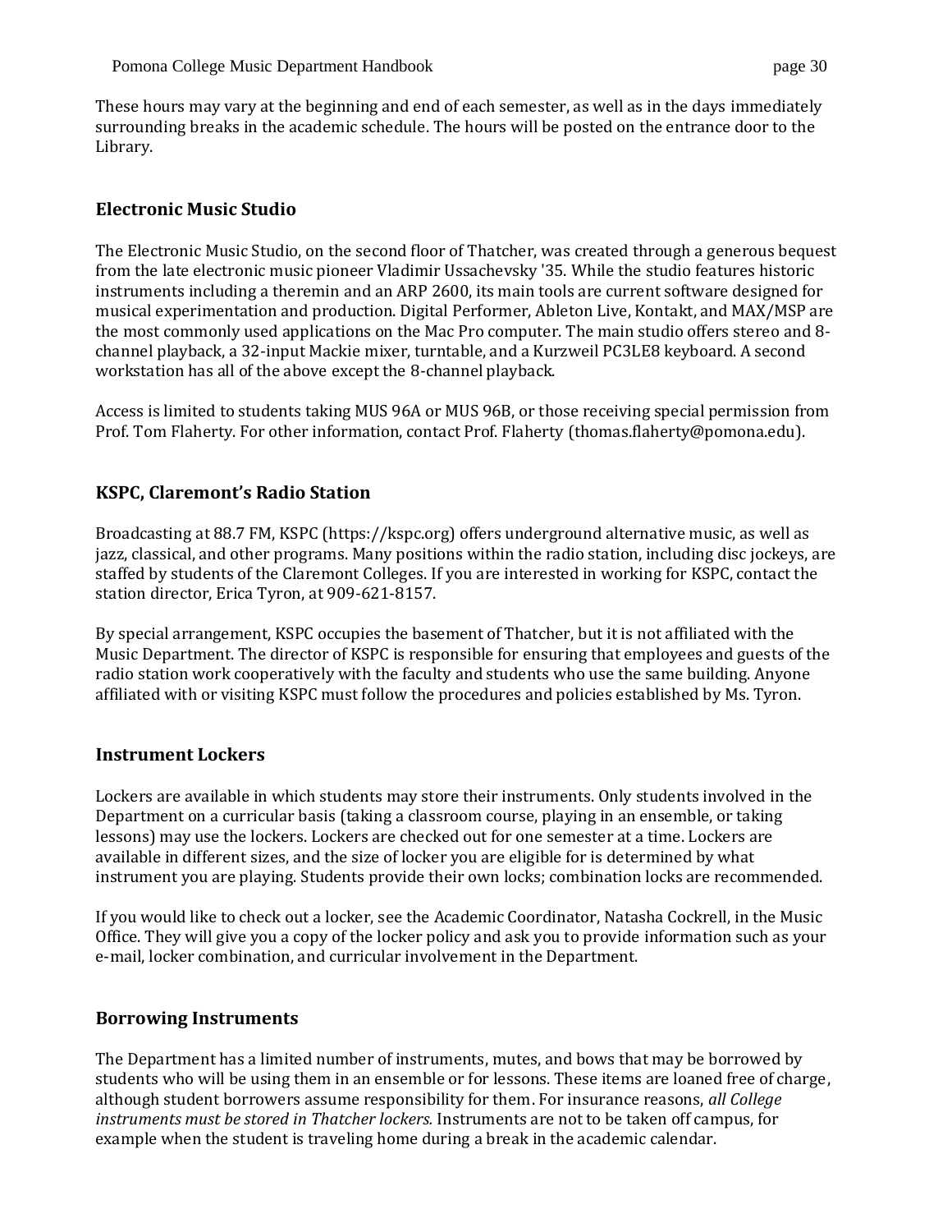These hours may vary at the beginning and end of each semester, as well as in the days immediately surrounding breaks in the academic schedule. The hours will be posted on the entrance door to the Library.

## Electronic Music Studio

The Electronic Music Studio, on the second floor of Thatcher, was created through a generous bequest from the late electronic music pioneer Vladimir Ussachevsky '35. While the studio features historic instruments including a theremin and an ARP 2600, its main tools are current software designed for musical experimentation and production. Digital Performer, Ableton Live, Kontakt, and MAX/MSP are the most commonly used applications on the Mac Pro computer. The main studio offers stereo and 8-channel playback, a 32-input Mackie mixer, turntable, and a Kurzweil PC3LE8 keyboard. A second workstation has all of the above except the 8-channel playback.

Access is limited to students taking MUS 96A or MUS 96B, or those receiving special permission from Prof. Tom Flaherty. For other information, contact Prof. Flaherty (thomas.flaherty@pomona.edu).

## KSPC, Claremont's Radio Station

Broadcasting at 88.7 FM, KSPC (https://kspc.org) offers underground alternative music, as well as jazz, classical, and other programs. Many positions within the radio station, including disc jockeys, are staffed by students of the Claremont Colleges. If you are interested in working for KSPC, contact the station director, Erica Tyron, at 909-621-8157.

By special arrangement, KSPC occupies the basement of Thatcher, but it is not affiliated with the Music Department. The director of KSPC is responsible for ensuring that employees and guests of the radio station work cooperatively with the faculty and students who use the same building. Anyone affiliated with or visiting KSPC must follow the procedures and policies established by Ms. Tyron.

## Instrument Lockers

Lockers are available in which students may store their instruments. Only students involved in the Department on a curricular basis (taking a classroom course, playing in an ensemble, or taking lessons) may use the lockers. Lockers are checked out for one semester at a time. Lockers are available in different sizes, and the size of locker you are eligible for is determined by what instrument you are playing. Students provide their own locks; combination locks are recommended.

If you would like to check out a locker, see the Academic Coordinator, Natasha Cockrell, in the Music Office. They will give you a copy of the locker policy and ask you to provide information such as your e-mail, locker combination, and curricular involvement in the Department.

## Borrowing Instruments

The Department has a limited number of instruments, mutes, and bows that may be borrowed by students who will be using them in an ensemble or for lessons. These items are loaned free of charge, although student borrowers assume responsibility for them. For insurance reasons, *all College instruments must be stored in Thatcher lockers.* Instruments are not to be taken off campus, for example when the student is traveling home during a break in the academic calendar.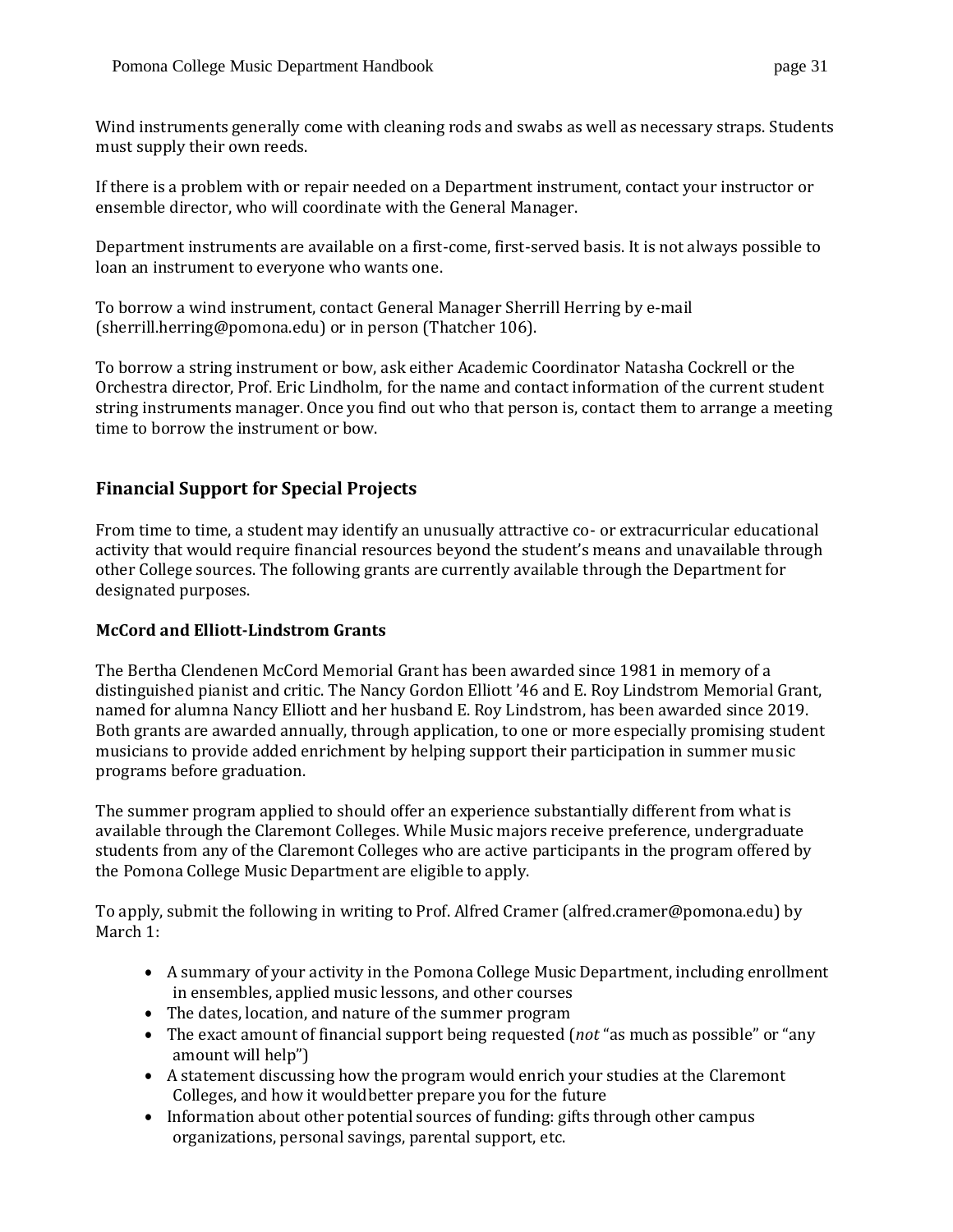Wind instruments generally come with cleaning rods and swabs as well as necessary straps. Students must supply their own reeds.

If there is a problem with or repair needed on a Department instrument, contact your instructor or ensemble director, who will coordinate with the General Manager.

Department instruments are available on a first-come, first-served basis. It is not always possible to loan an instrument to everyone who wants one.

To borrow a wind instrument, contact General Manager Sherrill Herring by e-mail (sherrill.herring@pomona.edu) or in person (Thatcher 106).

To borrow a string instrument or bow, ask either Academic Coordinator Natasha Cockrell or the Orchestra director, Prof. Eric Lindholm, for the name and contact information of the current student string instruments manager. Once you find out who that person is, contact them to arrange a meeting time to borrow the instrument or bow.

## Financial Support for Special Projects

From time to time, a student may identify an unusually attractive co- or extracurricular educational activity that would require financial resources beyond the student's means and unavailable through other College sources. The following grants are currently available through the Department for designated purposes.

### McCord and Elliott-Lindstrom Grants

The Bertha Clendenen McCord Memorial Grant has been awarded since 1981 in memory of a distinguished pianist and critic. The Nancy Gordon Elliott '46 and E. Roy Lindstrom Memorial Grant, named for alumna Nancy Elliott and her husband E. Roy Lindstrom, has been awarded since 2019. Both grants are awarded annually, through application, to one or more especially promising student musicians to provide added enrichment by helping support their participation in summer music programs before graduation.

The summer program applied to should offer an experience substantially different from what is available through the Claremont Colleges. While Music majors receive preference, undergraduate students from any of the Claremont Colleges who are active participants in the program offered by the Pomona College Music Department are eligible to apply.

To apply, submit the following in writing to Prof. Alfred Cramer (alfred.cramer@pomona.edu) by March 1:

- A summary of your activity in the Pomona College Music Department, including enrollment in ensembles, applied music lessons, and other courses
- The dates, location, and nature of the summer program
- The exact amount of financial support being requested (*not* "as much as possible" or "any amount will help")
- A statement discussing how the program would enrich your studies at the Claremont Colleges, and how it would better prepare you for the future
- Information about other potential sources of funding: gifts through other campus organizations, personal savings, parental support, etc.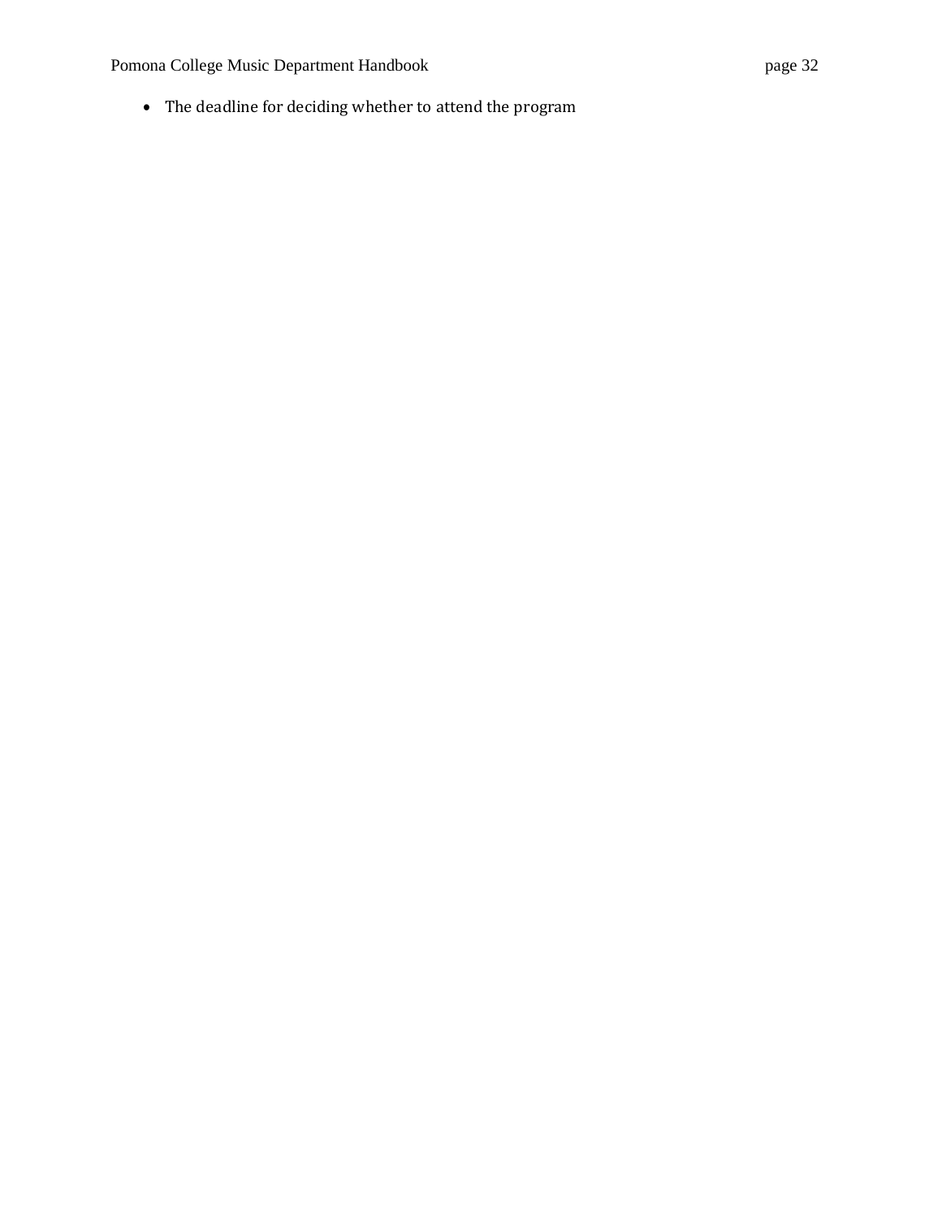- The deadline for deciding whether to attend the program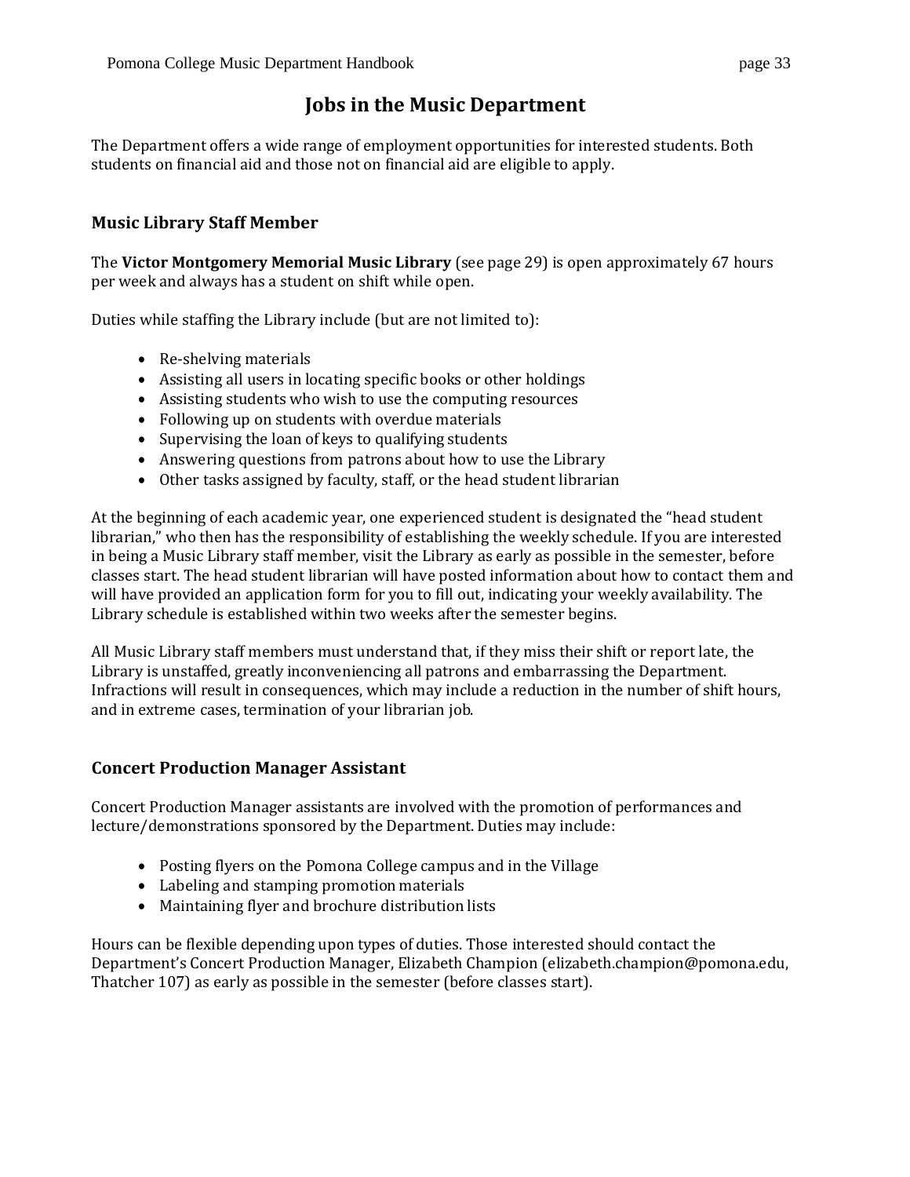# Jobs in the Music Department

The Department offers a wide range of employment opportunities for interested students. Both students on financial aid and those not on financial aid are eligible to apply.

## Music Library Staff Member

The **Victor Montgomery Memorial Music Library** (see page 29) is open approximately 67 hours per week and always has a student on shift while open.

Duties while staffing the Library include (but are not limited to):

- Re-shelving materials
- Assisting all users in locating specific books or other holdings
- Assisting students who wish to use the computing resources
- Following up on students with overdue materials
- Supervising the loan of keys to qualifying students
- Answering questions from patrons about how to use the Library
- Other tasks assigned by faculty, staff, or the head student librarian

At the beginning of each academic year, one experienced student is designated the "head student librarian," who then has the responsibility of establishing the weekly schedule. If you are interested in being a Music Library staff member, visit the Library as early as possible in the semester, before classes start. The head student librarian will have posted information about how to contact them and will have provided an application form for you to fill out, indicating your weekly availability. The Library schedule is established within two weeks after the semester begins.

All Music Library staff members must understand that, if they miss their shift or report late, the Library is unstaffed, greatly inconveniencing all patrons and embarrassing the Department. Infractions will result in consequences, which may include a reduction in the number of shift hours, and in extreme cases, termination of your librarian job.

## Concert Production Manager Assistant

Concert Production Manager assistants are involved with the promotion of performances and lecture/demonstrations sponsored by the Department. Duties may include:

- Posting flyers on the Pomona College campus and in the Village
- Labeling and stamping promotion materials
- Maintaining flyer and brochure distribution lists

Hours can be flexible depending upon types of duties. Those interested should contact the Department's Concert Production Manager, Elizabeth Champion (elizabeth.champion@pomona.edu, Thatcher 107) as early as possible in the semester (before classes start).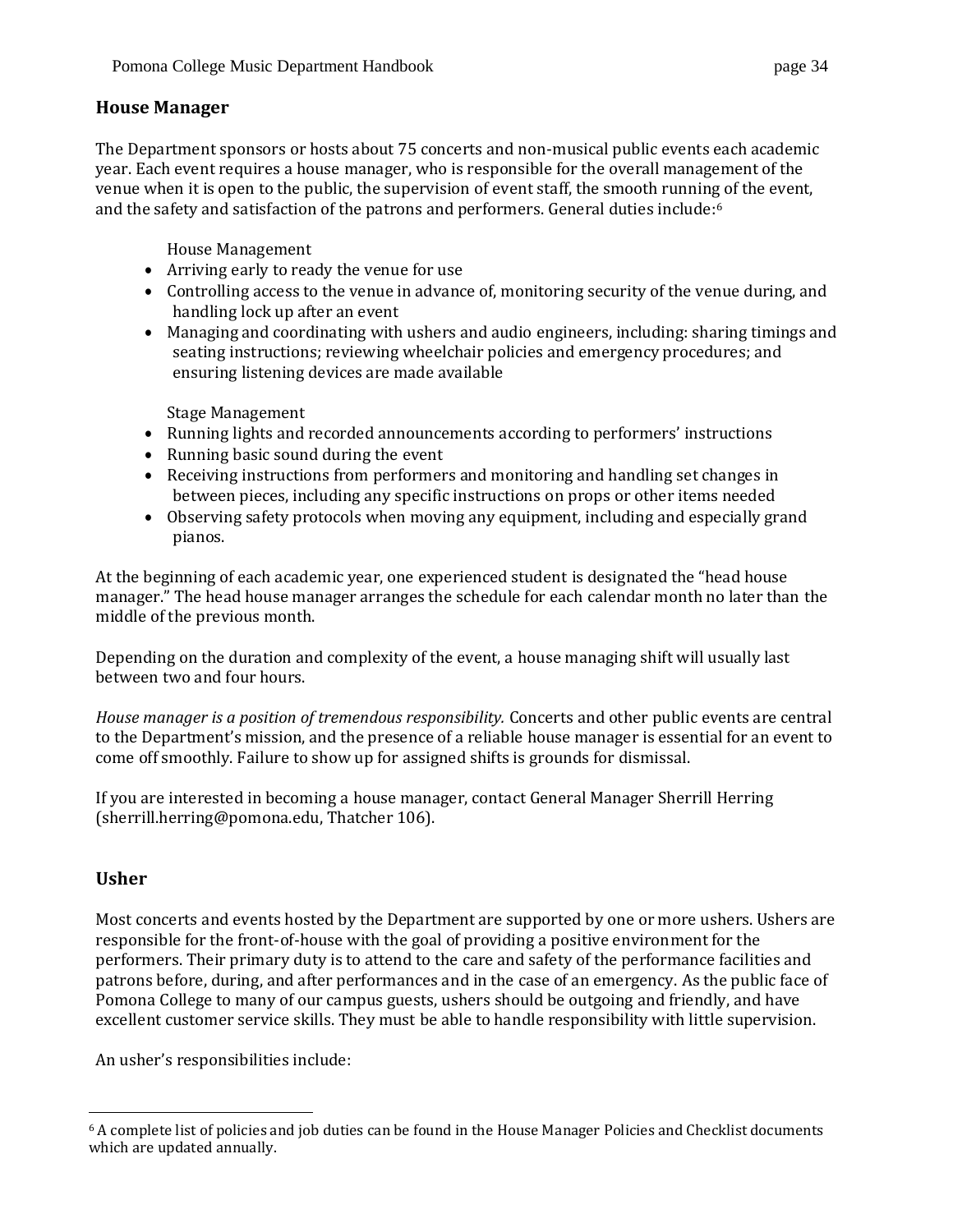## House Manager

The Department sponsors or hosts about 75 concerts and non-musical public events each academic year. Each event requires a house manager, who is responsible for the overall management of the venue when it is open to the public, the supervision of event staff, the smooth running of the event, and the safety and satisfaction of the patrons and performers. General duties include:[6]

House Management

- Arriving early to ready the venue for use
- Controlling access to the venue in advance of, monitoring security of the venue during, and handling lock up after an event
- Managing and coordinating with ushers and audio engineers, including: sharing timings and seating instructions; reviewing wheelchair policies and emergency procedures; and ensuring listening devices are made available

Stage Management

- Running lights and recorded announcements according to performers' instructions
- Running basic sound during the event
- Receiving instructions from performers and monitoring and handling set changes in between pieces, including any specific instructions on props or other items needed
- Observing safety protocols when moving any equipment, including and especially grand pianos.

At the beginning of each academic year, one experienced student is designated the "head house manager." The head house manager arranges the schedule for each calendar month no later than the middle of the previous month.

Depending on the duration and complexity of the event, a house managing shift will usually last between two and four hours.

*House manager is a position of tremendous responsibility.* Concerts and other public events are central to the Department's mission, and the presence of a reliable house manager is essential for an event to come off smoothly. Failure to show up for assigned shifts is grounds for dismissal.

If you are interested in becoming a house manager, contact General Manager Sherrill Herring (sherrill.herring@pomona.edu, Thatcher 106).

## Usher

Most concerts and events hosted by the Department are supported by one or more ushers. Ushers are responsible for the front-of-house with the goal of providing a positive environment for the performers. Their primary duty is to attend to the care and safety of the performance facilities and patrons before, during, and after performances and in the case of an emergency. As the public face of Pomona College to many of our campus guests, ushers should be outgoing and friendly, and have excellent customer service skills. They must be able to handle responsibility with little supervision.

An usher's responsibilities include:

---

[6] A complete list of policies and job duties can be found in the House Manager Policies and Checklist documents which are updated annually.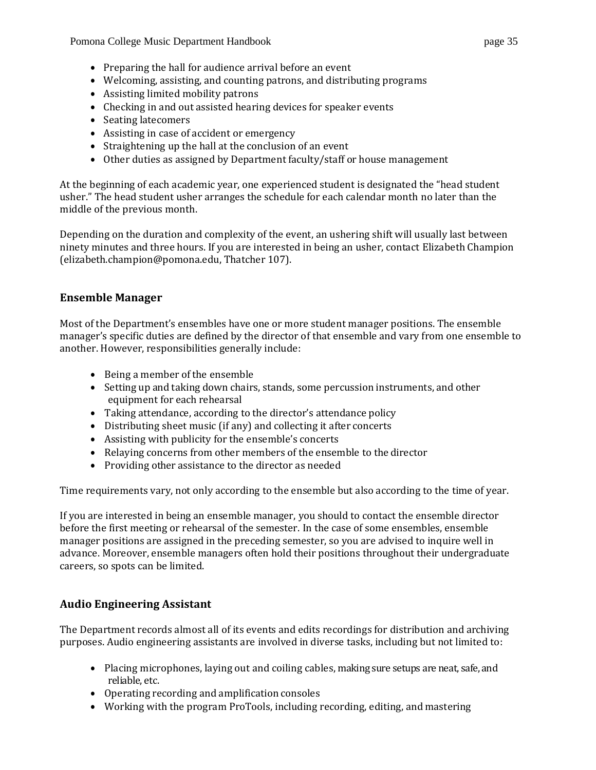- Preparing the hall for audience arrival before an event
- Welcoming, assisting, and counting patrons, and distributing programs
- Assisting limited mobility patrons
- Checking in and out assisted hearing devices for speaker events
- Seating latecomers
- Assisting in case of accident or emergency
- Straightening up the hall at the conclusion of an event
- Other duties as assigned by Department faculty/staff or house management

At the beginning of each academic year, one experienced student is designated the "head student usher." The head student usher arranges the schedule for each calendar month no later than the middle of the previous month.

Depending on the duration and complexity of the event, an ushering shift will usually last between ninety minutes and three hours. If you are interested in being an usher, contact Elizabeth Champion (elizabeth.champion@pomona.edu, Thatcher 107).

### Ensemble Manager

Most of the Department's ensembles have one or more student manager positions. The ensemble manager's specific duties are defined by the director of that ensemble and vary from one ensemble to another. However, responsibilities generally include:

- Being a member of the ensemble
- Setting up and taking down chairs, stands, some percussion instruments, and other equipment for each rehearsal
- Taking attendance, according to the director's attendance policy
- Distributing sheet music (if any) and collecting it after concerts
- Assisting with publicity for the ensemble's concerts
- Relaying concerns from other members of the ensemble to the director
- Providing other assistance to the director as needed

Time requirements vary, not only according to the ensemble but also according to the time of year.

If you are interested in being an ensemble manager, you should to contact the ensemble director before the first meeting or rehearsal of the semester. In the case of some ensembles, ensemble manager positions are assigned in the preceding semester, so you are advised to inquire well in advance. Moreover, ensemble managers often hold their positions throughout their undergraduate careers, so spots can be limited.

### Audio Engineering Assistant

The Department records almost all of its events and edits recordings for distribution and archiving purposes. Audio engineering assistants are involved in diverse tasks, including but not limited to:

- Placing microphones, laying out and coiling cables, making sure setups are neat, safe, and reliable, etc.
- Operating recording and amplification consoles
- Working with the program ProTools, including recording, editing, and mastering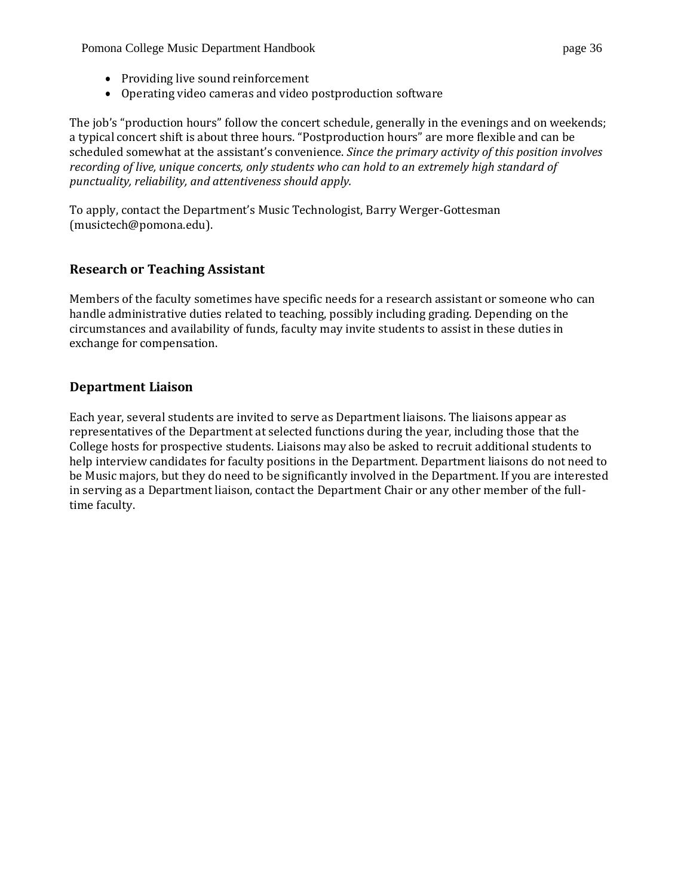- Providing live sound reinforcement
- Operating video cameras and video postproduction software

The job's "production hours" follow the concert schedule, generally in the evenings and on weekends; a typical concert shift is about three hours. "Postproduction hours" are more flexible and can be scheduled somewhat at the assistant's convenience. *Since the primary activity of this position involves recording of live, unique concerts, only students who can hold to an extremely high standard of punctuality, reliability, and attentiveness should apply.*

To apply, contact the Department's Music Technologist, Barry Werger-Gottesman (musictech@pomona.edu).

### Research or Teaching Assistant

Members of the faculty sometimes have specific needs for a research assistant or someone who can handle administrative duties related to teaching, possibly including grading. Depending on the circumstances and availability of funds, faculty may invite students to assist in these duties in exchange for compensation.

### Department Liaison

Each year, several students are invited to serve as Department liaisons. The liaisons appear as representatives of the Department at selected functions during the year, including those that the College hosts for prospective students. Liaisons may also be asked to recruit additional students to help interview candidates for faculty positions in the Department. Department liaisons do not need to be Music majors, but they do need to be significantly involved in the Department. If you are interested in serving as a Department liaison, contact the Department Chair or any other member of the full-time faculty.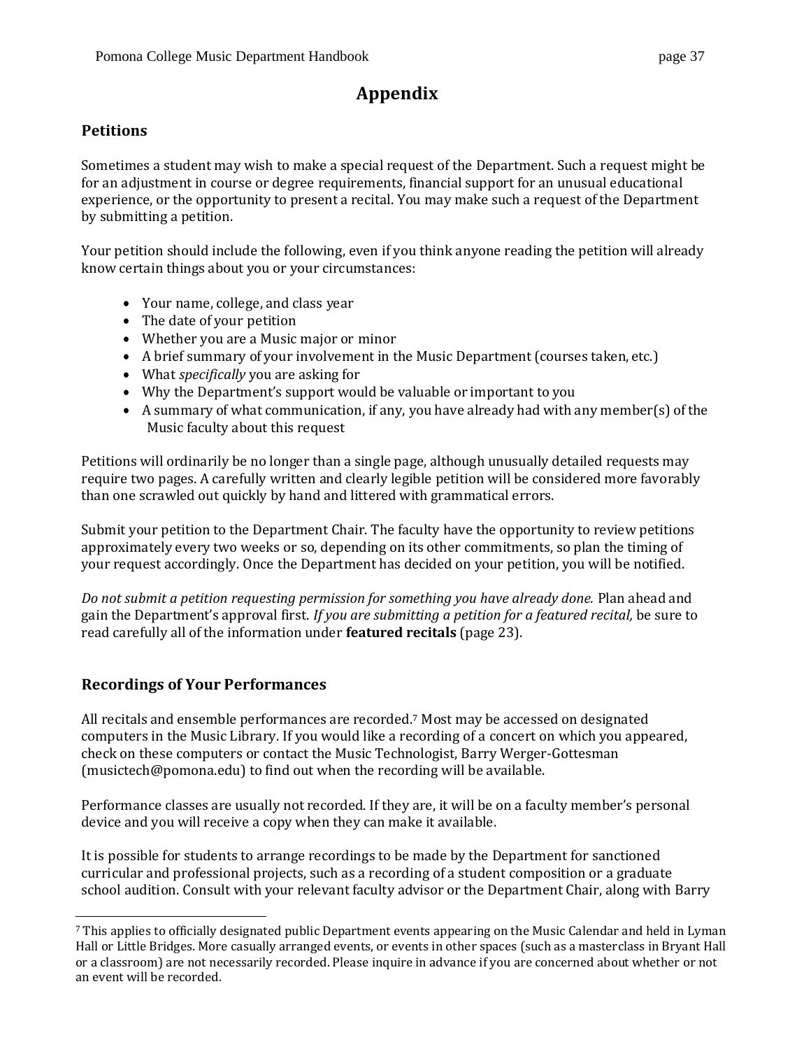# Appendix

## Petitions

Sometimes a student may wish to make a special request of the Department. Such a request might be for an adjustment in course or degree requirements, financial support for an unusual educational experience, or the opportunity to present a recital. You may make such a request of the Department by submitting a petition.

Your petition should include the following, even if you think anyone reading the petition will already know certain things about you or your circumstances:

- Your name, college, and class year
- The date of your petition
- Whether you are a Music major or minor
- A brief summary of your involvement in the Music Department (courses taken, etc.)
- What *specifically* you are asking for
- Why the Department's support would be valuable or important to you
- A summary of what communication, if any, you have already had with any member(s) of the Music faculty about this request

Petitions will ordinarily be no longer than a single page, although unusually detailed requests may require two pages. A carefully written and clearly legible petition will be considered more favorably than one scrawled out quickly by hand and littered with grammatical errors.

Submit your petition to the Department Chair. The faculty have the opportunity to review petitions approximately every two weeks or so, depending on its other commitments, so plan the timing of your request accordingly. Once the Department has decided on your petition, you will be notified.

*Do not submit a petition requesting permission for something you have already done.* Plan ahead and gain the Department's approval first. *If you are submitting a petition for a featured recital,* be sure to read carefully all of the information under **featured recitals** (page 23).

## Recordings of Your Performances

All recitals and ensemble performances are recorded.[7] Most may be accessed on designated computers in the Music Library. If you would like a recording of a concert on which you appeared, check on these computers or contact the Music Technologist, Barry Werger-Gottesman (musictech@pomona.edu) to find out when the recording will be available.

Performance classes are usually not recorded. If they are, it will be on a faculty member's personal device and you will receive a copy when they can make it available.

It is possible for students to arrange recordings to be made by the Department for sanctioned curricular and professional projects, such as a recording of a student composition or a graduate school audition. Consult with your relevant faculty advisor or the Department Chair, along with Barry

[7] This applies to officially designated public Department events appearing on the Music Calendar and held in Lyman Hall or Little Bridges. More casually arranged events, or events in other spaces (such as a masterclass in Bryant Hall or a classroom) are not necessarily recorded. Please inquire in advance if you are concerned about whether or not an event will be recorded.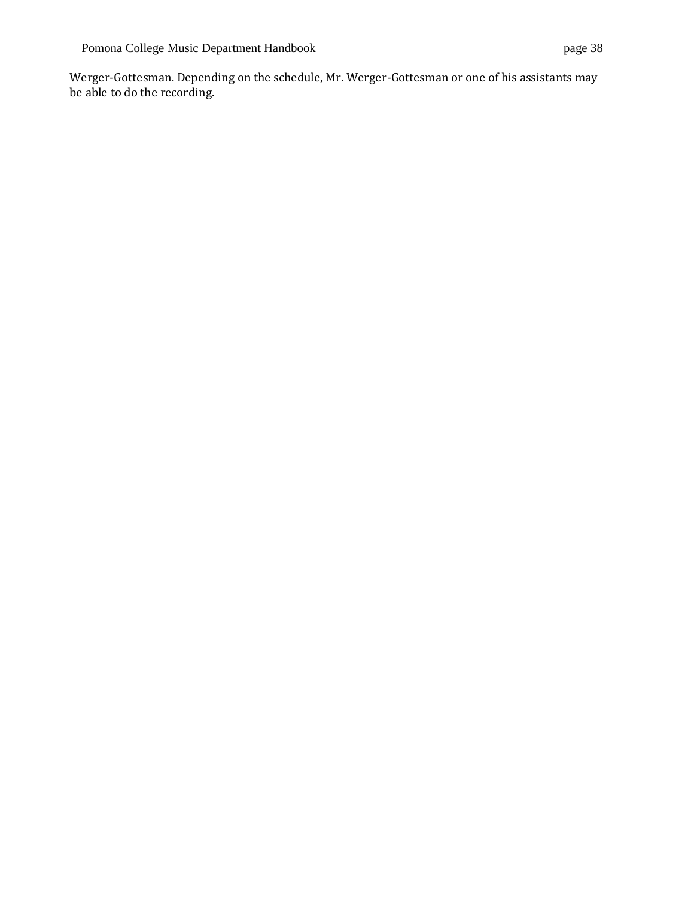Werger-Gottesman. Depending on the schedule, Mr. Werger-Gottesman or one of his assistants may be able to do the recording.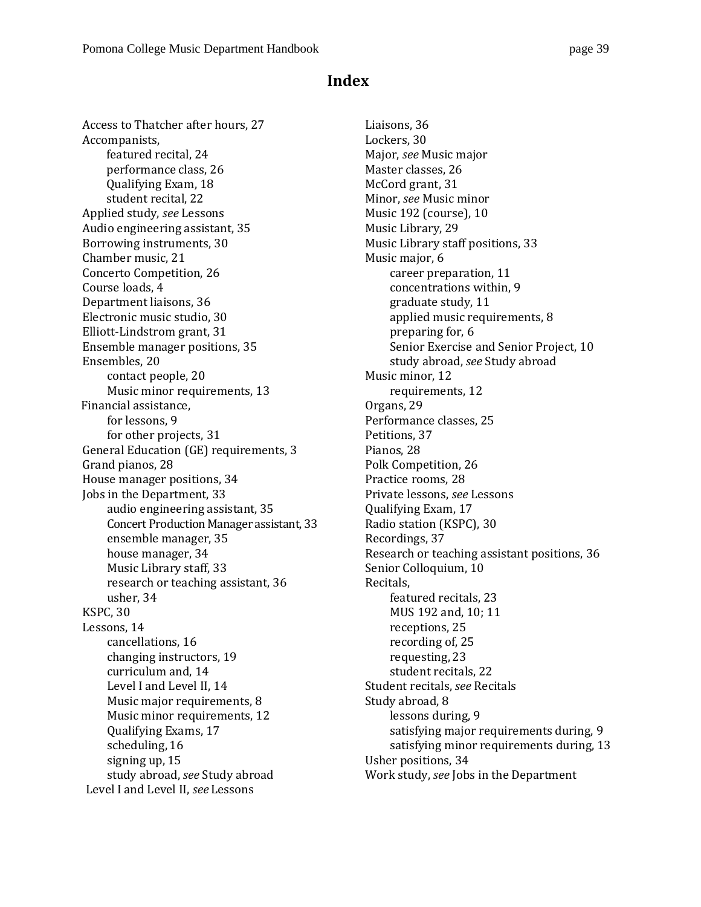# Index

Access to Thatcher after hours, 27
Accompanists,
- featured recital, 24
- performance class, 26
- Qualifying Exam, 18
- student recital, 22

Applied study, *see* Lessons
Audio engineering assistant, 35
Borrowing instruments, 30
Chamber music, 21
Concerto Competition, 26
Course loads, 4
Department liaisons, 36
Electronic music studio, 30
Elliott-Lindstrom grant, 31
Ensemble manager positions, 35
Ensembles, 20
- contact people, 20
- Music minor requirements, 13

Financial assistance,
- for lessons, 9
- for other projects, 31

General Education (GE) requirements, 3
Grand pianos, 28
House manager positions, 34
Jobs in the Department, 33
- audio engineering assistant, 35
- Concert Production Manager assistant, 33
- ensemble manager, 35
- house manager, 34
- Music Library staff, 33
- research or teaching assistant, 36
- usher, 34

KSPC, 30
Lessons, 14
- cancellations, 16
- changing instructors, 19
- curriculum and, 14
- Level I and Level II, 14
- Music major requirements, 8
- Music minor requirements, 12
- Qualifying Exams, 17
- scheduling, 16
- signing up, 15
- study abroad, *see* Study abroad

Level I and Level II, *see* Lessons
Liaisons, 36
Lockers, 30
Major, *see* Music major
Master classes, 26
McCord grant, 31
Minor, *see* Music minor
Music 192 (course), 10
Music Library, 29
Music Library staff positions, 33
Music major, 6
- career preparation, 11
- concentrations within, 9
- graduate study, 11
- applied music requirements, 8
- preparing for, 6
- Senior Exercise and Senior Project, 10
- study abroad, *see* Study abroad

Music minor, 12
- requirements, 12

Organs, 29
Performance classes, 25
Petitions, 37
Pianos, 28
Polk Competition, 26
Practice rooms, 28
Private lessons, *see* Lessons
Qualifying Exam, 17
Radio station (KSPC), 30
Recordings, 37
Research or teaching assistant positions, 36
Senior Colloquium, 10
Recitals,
- featured recitals, 23
- MUS 192 and, 10; 11
- receptions, 25
- recording of, 25
- requesting, 23
- student recitals, 22

Student recitals, *see* Recitals
Study abroad, 8
- lessons during, 9
- satisfying major requirements during, 9
- satisfying minor requirements during, 13

Usher positions, 34
Work study, *see* Jobs in the Department